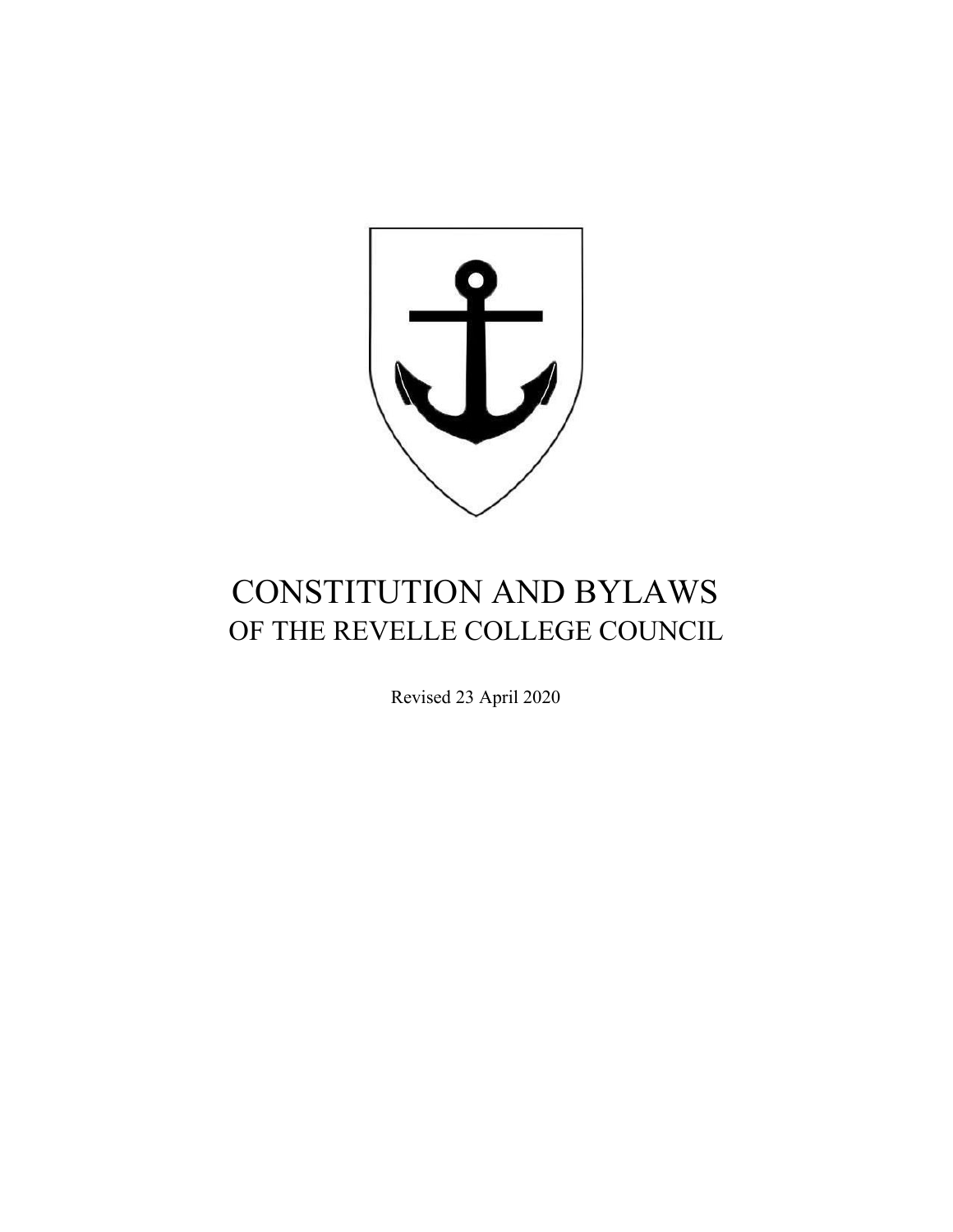# CONSTITUTION AND BYLAWS
## OF THE REVELLE COLLEGE COUNCIL

Revised 23 April 2020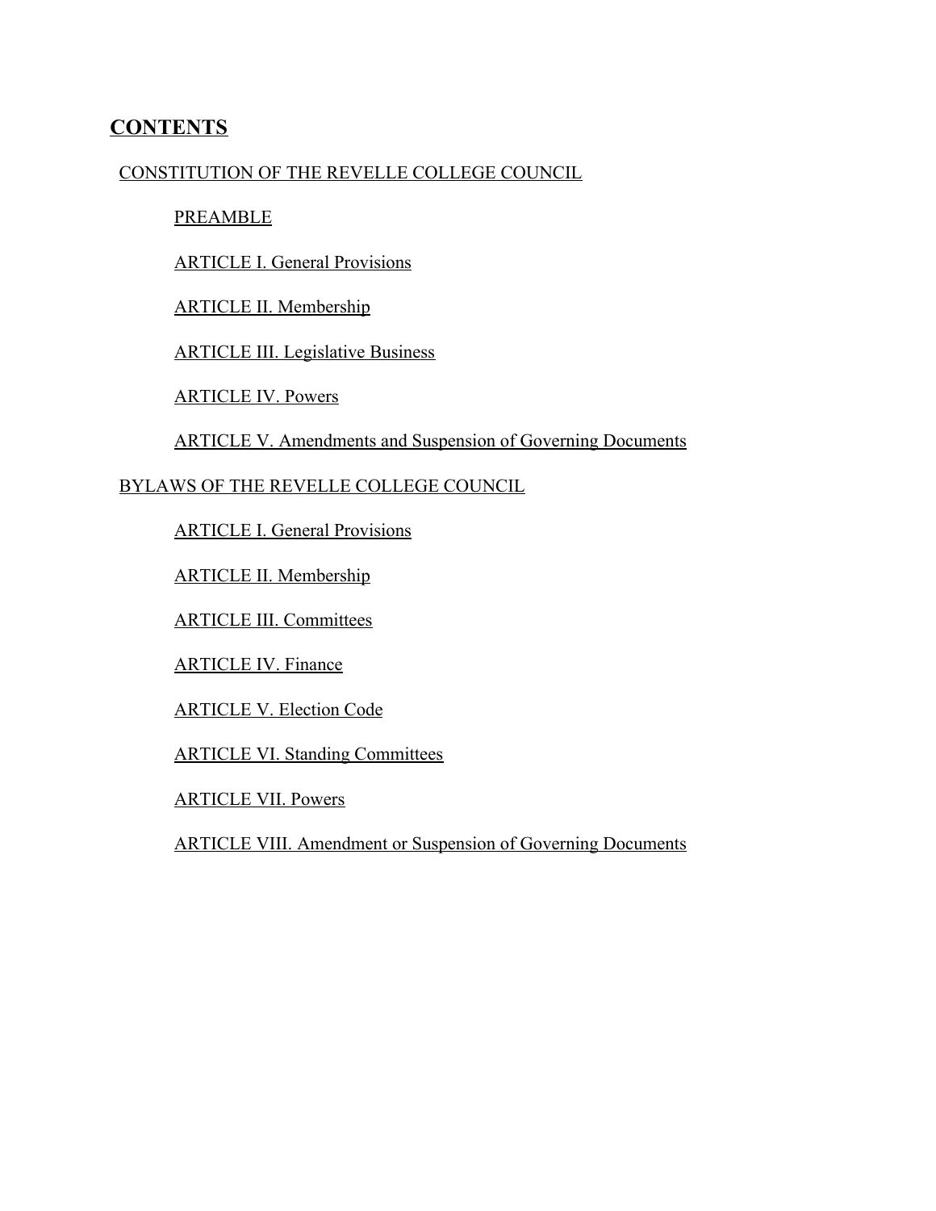## CONTENTS

CONSTITUTION OF THE REVELLE COLLEGE COUNCIL

- PREAMBLE
- ARTICLE I. General Provisions
- ARTICLE II. Membership
- ARTICLE III. Legislative Business
- ARTICLE IV. Powers
- ARTICLE V. Amendments and Suspension of Governing Documents

BYLAWS OF THE REVELLE COLLEGE COUNCIL

- ARTICLE I. General Provisions
- ARTICLE II. Membership
- ARTICLE III. Committees
- ARTICLE IV. Finance
- ARTICLE V. Election Code
- ARTICLE VI. Standing Committees
- ARTICLE VII. Powers
- ARTICLE VIII. Amendment or Suspension of Governing Documents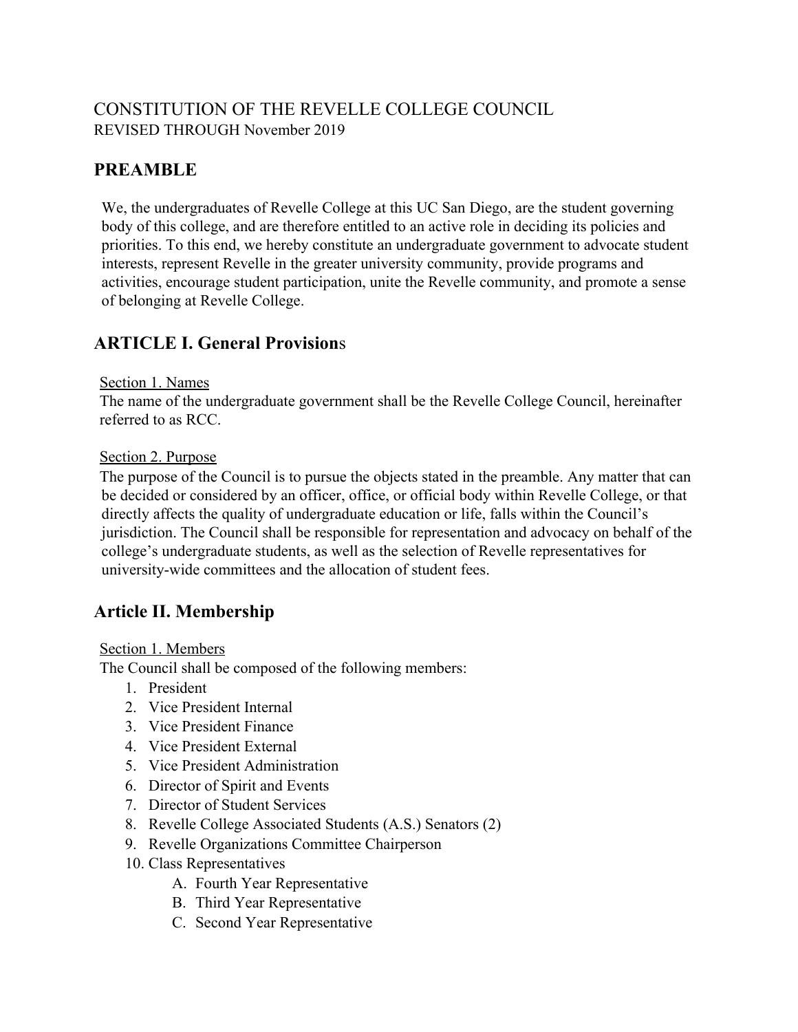CONSTITUTION OF THE REVELLE COLLEGE COUNCIL
REVISED THROUGH November 2019

## PREAMBLE

We, the undergraduates of Revelle College at this UC San Diego, are the student governing body of this college, and are therefore entitled to an active role in deciding its policies and priorities. To this end, we hereby constitute an undergraduate government to advocate student interests, represent Revelle in the greater university community, provide programs and activities, encourage student participation, unite the Revelle community, and promote a sense of belonging at Revelle College.

## ARTICLE I. General Provisions

Section 1. Names

The name of the undergraduate government shall be the Revelle College Council, hereinafter referred to as RCC.

Section 2. Purpose

The purpose of the Council is to pursue the objects stated in the preamble. Any matter that can be decided or considered by an officer, office, or official body within Revelle College, or that directly affects the quality of undergraduate education or life, falls within the Council's jurisdiction. The Council shall be responsible for representation and advocacy on behalf of the college's undergraduate students, as well as the selection of Revelle representatives for university-wide committees and the allocation of student fees.

## Article II. Membership

Section 1. Members

The Council shall be composed of the following members:

1. President
2. Vice President Internal
3. Vice President Finance
4. Vice President External
5. Vice President Administration
6. Director of Spirit and Events
7. Director of Student Services
8. Revelle College Associated Students (A.S.) Senators (2)
9. Revelle Organizations Committee Chairperson
10. Class Representatives
    A. Fourth Year Representative
    B. Third Year Representative
    C. Second Year Representative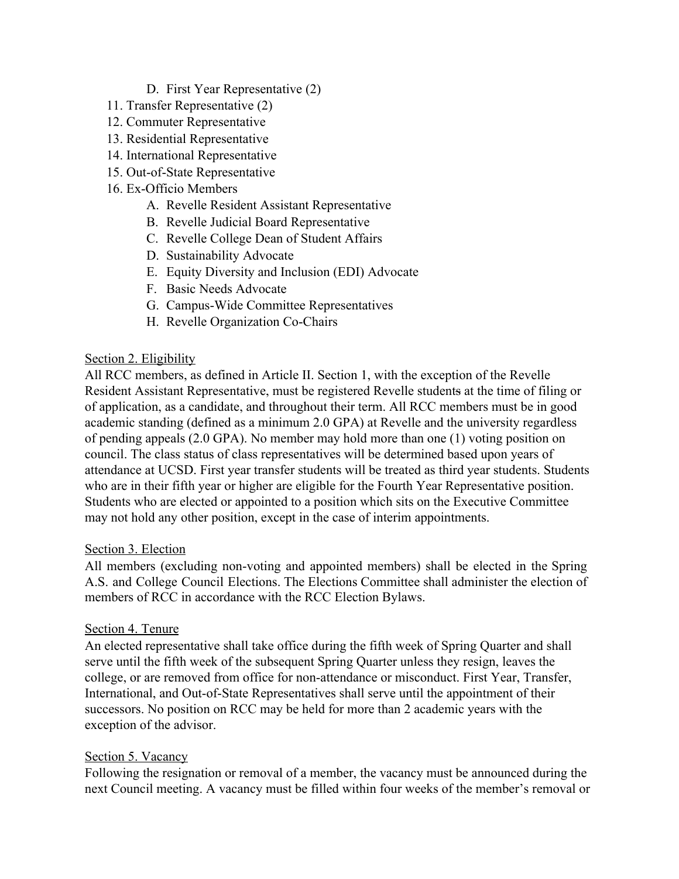D. First Year Representative (2)

11. Transfer Representative (2)
12. Commuter Representative
13. Residential Representative
14. International Representative
15. Out-of-State Representative
16. Ex-Officio Members
    A. Revelle Resident Assistant Representative
    B. Revelle Judicial Board Representative
    C. Revelle College Dean of Student Affairs
    D. Sustainability Advocate
    E. Equity Diversity and Inclusion (EDI) Advocate
    F. Basic Needs Advocate
    G. Campus-Wide Committee Representatives
    H. Revelle Organization Co-Chairs

Section 2. Eligibility

All RCC members, as defined in Article II. Section 1, with the exception of the Revelle Resident Assistant Representative, must be registered Revelle students at the time of filing or of application, as a candidate, and throughout their term. All RCC members must be in good academic standing (defined as a minimum 2.0 GPA) at Revelle and the university regardless of pending appeals (2.0 GPA). No member may hold more than one (1) voting position on council. The class status of class representatives will be determined based upon years of attendance at UCSD. First year transfer students will be treated as third year students. Students who are in their fifth year or higher are eligible for the Fourth Year Representative position. Students who are elected or appointed to a position which sits on the Executive Committee may not hold any other position, except in the case of interim appointments.

Section 3. Election

All members (excluding non-voting and appointed members) shall be elected in the Spring A.S. and College Council Elections. The Elections Committee shall administer the election of members of RCC in accordance with the RCC Election Bylaws.

Section 4. Tenure

An elected representative shall take office during the fifth week of Spring Quarter and shall serve until the fifth week of the subsequent Spring Quarter unless they resign, leaves the college, or are removed from office for non-attendance or misconduct. First Year, Transfer, International, and Out-of-State Representatives shall serve until the appointment of their successors. No position on RCC may be held for more than 2 academic years with the exception of the advisor.

Section 5. Vacancy

Following the resignation or removal of a member, the vacancy must be announced during the next Council meeting. A vacancy must be filled within four weeks of the member's removal or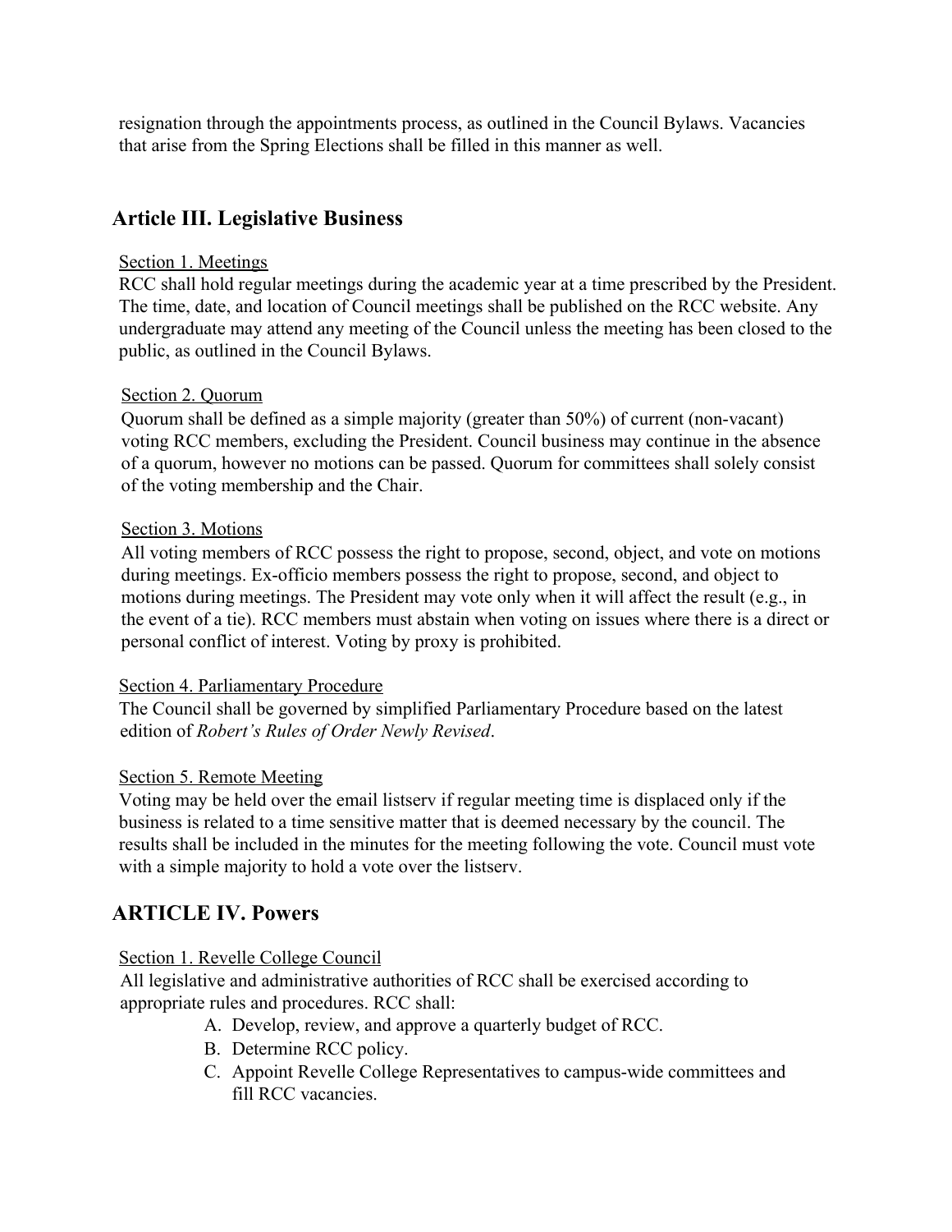resignation through the appointments process, as outlined in the Council Bylaws. Vacancies that arise from the Spring Elections shall be filled in this manner as well.

## Article III. Legislative Business

<u>Section 1. Meetings</u>

RCC shall hold regular meetings during the academic year at a time prescribed by the President. The time, date, and location of Council meetings shall be published on the RCC website. Any undergraduate may attend any meeting of the Council unless the meeting has been closed to the public, as outlined in the Council Bylaws.

<u>Section 2. Quorum</u>

Quorum shall be defined as a simple majority (greater than 50%) of current (non-vacant) voting RCC members, excluding the President. Council business may continue in the absence of a quorum, however no motions can be passed. Quorum for committees shall solely consist of the voting membership and the Chair.

<u>Section 3. Motions</u>

All voting members of RCC possess the right to propose, second, object, and vote on motions during meetings. Ex-officio members possess the right to propose, second, and object to motions during meetings. The President may vote only when it will affect the result (e.g., in the event of a tie). RCC members must abstain when voting on issues where there is a direct or personal conflict of interest. Voting by proxy is prohibited.

<u>Section 4. Parliamentary Procedure</u>

The Council shall be governed by simplified Parliamentary Procedure based on the latest edition of *Robert's Rules of Order Newly Revised*.

<u>Section 5. Remote Meeting</u>

Voting may be held over the email listserv if regular meeting time is displaced only if the business is related to a time sensitive matter that is deemed necessary by the council. The results shall be included in the minutes for the meeting following the vote. Council must vote with a simple majority to hold a vote over the listserv.

## ARTICLE IV. Powers

<u>Section 1. Revelle College Council</u>

All legislative and administrative authorities of RCC shall be exercised according to appropriate rules and procedures. RCC shall:

A. Develop, review, and approve a quarterly budget of RCC.
B. Determine RCC policy.
C. Appoint Revelle College Representatives to campus-wide committees and fill RCC vacancies.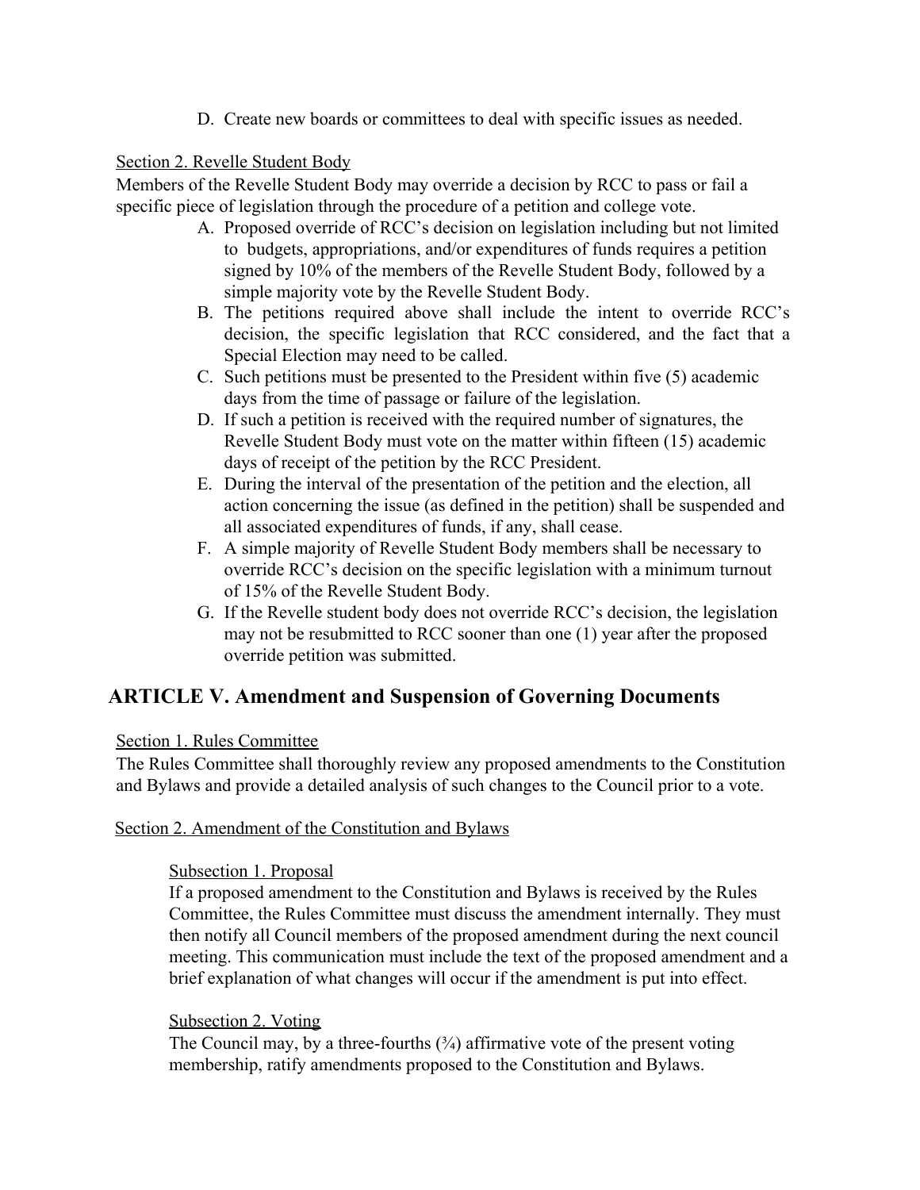D. Create new boards or committees to deal with specific issues as needed.

Section 2. Revelle Student Body

Members of the Revelle Student Body may override a decision by RCC to pass or fail a specific piece of legislation through the procedure of a petition and college vote.

A. Proposed override of RCC's decision on legislation including but not limited to budgets, appropriations, and/or expenditures of funds requires a petition signed by 10% of the members of the Revelle Student Body, followed by a simple majority vote by the Revelle Student Body.
B. The petitions required above shall include the intent to override RCC's decision, the specific legislation that RCC considered, and the fact that a Special Election may need to be called.
C. Such petitions must be presented to the President within five (5) academic days from the time of passage or failure of the legislation.
D. If such a petition is received with the required number of signatures, the Revelle Student Body must vote on the matter within fifteen (15) academic days of receipt of the petition by the RCC President.
E. During the interval of the presentation of the petition and the election, all action concerning the issue (as defined in the petition) shall be suspended and all associated expenditures of funds, if any, shall cease.
F. A simple majority of Revelle Student Body members shall be necessary to override RCC's decision on the specific legislation with a minimum turnout of 15% of the Revelle Student Body.
G. If the Revelle student body does not override RCC's decision, the legislation may not be resubmitted to RCC sooner than one (1) year after the proposed override petition was submitted.

## ARTICLE V. Amendment and Suspension of Governing Documents

Section 1. Rules Committee

The Rules Committee shall thoroughly review any proposed amendments to the Constitution and Bylaws and provide a detailed analysis of such changes to the Council prior to a vote.

Section 2. Amendment of the Constitution and Bylaws

Subsection 1. Proposal

If a proposed amendment to the Constitution and Bylaws is received by the Rules Committee, the Rules Committee must discuss the amendment internally. They must then notify all Council members of the proposed amendment during the next council meeting. This communication must include the text of the proposed amendment and a brief explanation of what changes will occur if the amendment is put into effect.

Subsection 2. Voting

The Council may, by a three-fourths (¾) affirmative vote of the present voting membership, ratify amendments proposed to the Constitution and Bylaws.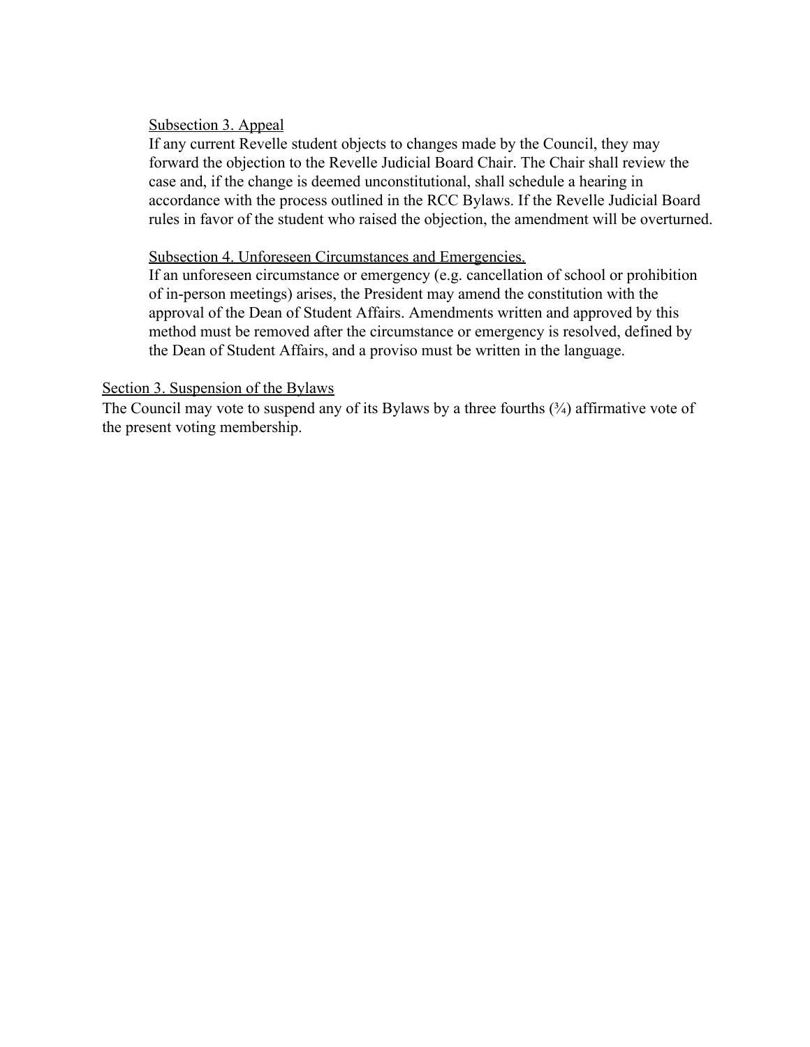#### Subsection 3. Appeal

If any current Revelle student objects to changes made by the Council, they may forward the objection to the Revelle Judicial Board Chair. The Chair shall review the case and, if the change is deemed unconstitutional, shall schedule a hearing in accordance with the process outlined in the RCC Bylaws. If the Revelle Judicial Board rules in favor of the student who raised the objection, the amendment will be overturned.

#### Subsection 4. Unforeseen Circumstances and Emergencies.

If an unforeseen circumstance or emergency (e.g. cancellation of school or prohibition of in-person meetings) arises, the President may amend the constitution with the approval of the Dean of Student Affairs. Amendments written and approved by this method must be removed after the circumstance or emergency is resolved, defined by the Dean of Student Affairs, and a proviso must be written in the language.

### Section 3. Suspension of the Bylaws

The Council may vote to suspend any of its Bylaws by a three fourths (¾) affirmative vote of the present voting membership.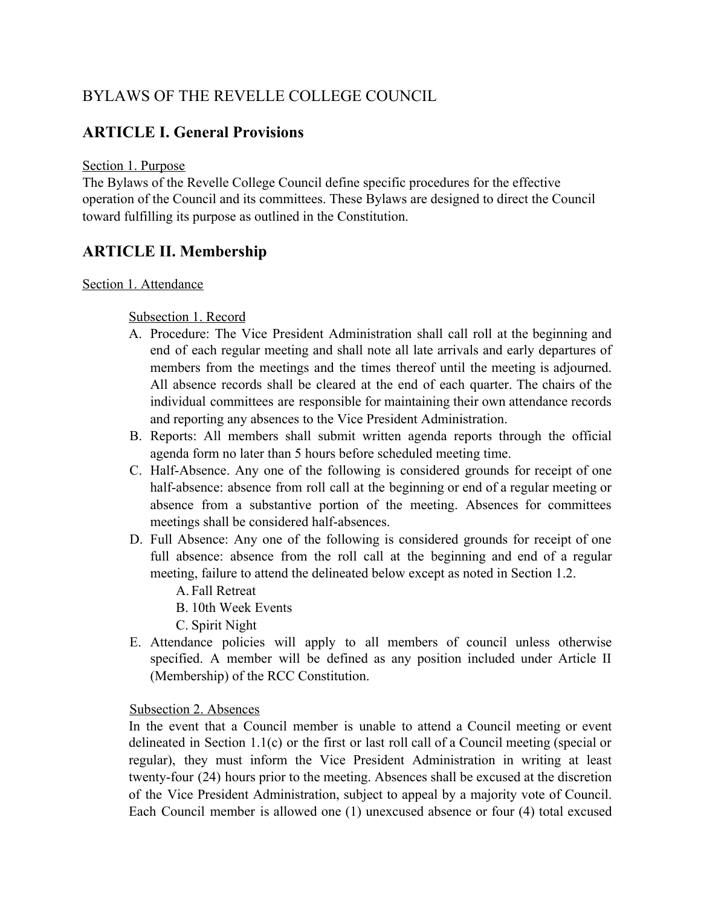BYLAWS OF THE REVELLE COLLEGE COUNCIL

## ARTICLE I. General Provisions

Section 1. Purpose

The Bylaws of the Revelle College Council define specific procedures for the effective operation of the Council and its committees. These Bylaws are designed to direct the Council toward fulfilling its purpose as outlined in the Constitution.

## ARTICLE II. Membership

Section 1. Attendance

Subsection 1. Record

A. Procedure: The Vice President Administration shall call roll at the beginning and end of each regular meeting and shall note all late arrivals and early departures of members from the meetings and the times thereof until the meeting is adjourned. All absence records shall be cleared at the end of each quarter. The chairs of the individual committees are responsible for maintaining their own attendance records and reporting any absences to the Vice President Administration.
B. Reports: All members shall submit written agenda reports through the official agenda form no later than 5 hours before scheduled meeting time.
C. Half-Absence. Any one of the following is considered grounds for receipt of one half-absence: absence from roll call at the beginning or end of a regular meeting or absence from a substantive portion of the meeting. Absences for committees meetings shall be considered half-absences.
D. Full Absence: Any one of the following is considered grounds for receipt of one full absence: absence from the roll call at the beginning and end of a regular meeting, failure to attend the delineated below except as noted in Section 1.2.
    A. Fall Retreat
    B. 10th Week Events
    C. Spirit Night
E. Attendance policies will apply to all members of council unless otherwise specified. A member will be defined as any position included under Article II (Membership) of the RCC Constitution.

Subsection 2. Absences

In the event that a Council member is unable to attend a Council meeting or event delineated in Section 1.1(c) or the first or last roll call of a Council meeting (special or regular), they must inform the Vice President Administration in writing at least twenty-four (24) hours prior to the meeting. Absences shall be excused at the discretion of the Vice President Administration, subject to appeal by a majority vote of Council. Each Council member is allowed one (1) unexcused absence or four (4) total excused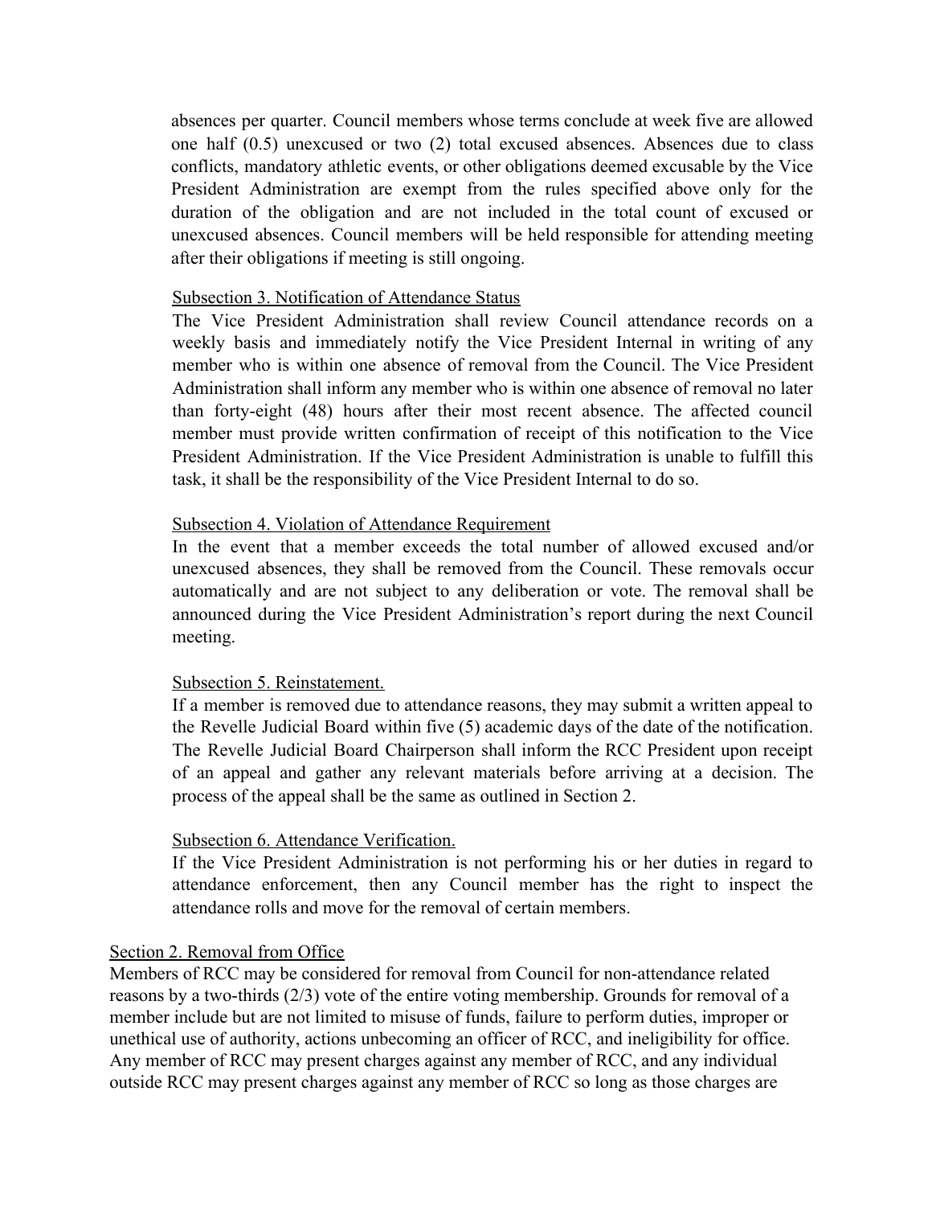absences per quarter. Council members whose terms conclude at week five are allowed one half (0.5) unexcused or two (2) total excused absences. Absences due to class conflicts, mandatory athletic events, or other obligations deemed excusable by the Vice President Administration are exempt from the rules specified above only for the duration of the obligation and are not included in the total count of excused or unexcused absences. Council members will be held responsible for attending meeting after their obligations if meeting is still ongoing.

Subsection 3. Notification of Attendance Status

The Vice President Administration shall review Council attendance records on a weekly basis and immediately notify the Vice President Internal in writing of any member who is within one absence of removal from the Council. The Vice President Administration shall inform any member who is within one absence of removal no later than forty-eight (48) hours after their most recent absence. The affected council member must provide written confirmation of receipt of this notification to the Vice President Administration. If the Vice President Administration is unable to fulfill this task, it shall be the responsibility of the Vice President Internal to do so.

Subsection 4. Violation of Attendance Requirement

In the event that a member exceeds the total number of allowed excused and/or unexcused absences, they shall be removed from the Council. These removals occur automatically and are not subject to any deliberation or vote. The removal shall be announced during the Vice President Administration's report during the next Council meeting.

Subsection 5. Reinstatement.

If a member is removed due to attendance reasons, they may submit a written appeal to the Revelle Judicial Board within five (5) academic days of the date of the notification. The Revelle Judicial Board Chairperson shall inform the RCC President upon receipt of an appeal and gather any relevant materials before arriving at a decision. The process of the appeal shall be the same as outlined in Section 2.

Subsection 6. Attendance Verification.

If the Vice President Administration is not performing his or her duties in regard to attendance enforcement, then any Council member has the right to inspect the attendance rolls and move for the removal of certain members.

Section 2. Removal from Office

Members of RCC may be considered for removal from Council for non-attendance related reasons by a two-thirds (2/3) vote of the entire voting membership. Grounds for removal of a member include but are not limited to misuse of funds, failure to perform duties, improper or unethical use of authority, actions unbecoming an officer of RCC, and ineligibility for office. Any member of RCC may present charges against any member of RCC, and any individual outside RCC may present charges against any member of RCC so long as those charges are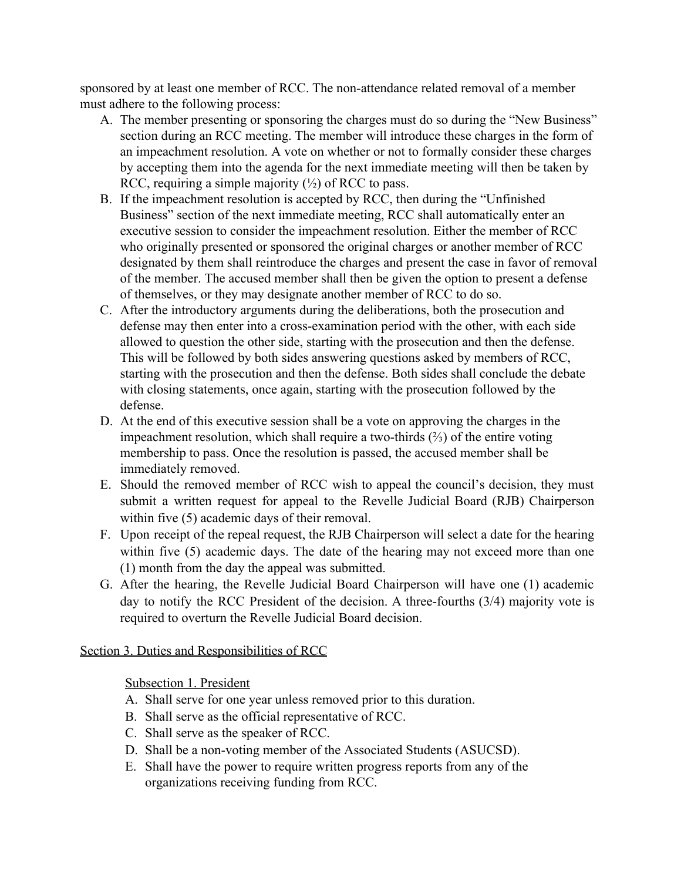sponsored by at least one member of RCC. The non-attendance related removal of a member must adhere to the following process:

A. The member presenting or sponsoring the charges must do so during the "New Business" section during an RCC meeting. The member will introduce these charges in the form of an impeachment resolution. A vote on whether or not to formally consider these charges by accepting them into the agenda for the next immediate meeting will then be taken by RCC, requiring a simple majority (½) of RCC to pass.
B. If the impeachment resolution is accepted by RCC, then during the "Unfinished Business" section of the next immediate meeting, RCC shall automatically enter an executive session to consider the impeachment resolution. Either the member of RCC who originally presented or sponsored the original charges or another member of RCC designated by them shall reintroduce the charges and present the case in favor of removal of the member. The accused member shall then be given the option to present a defense of themselves, or they may designate another member of RCC to do so.
C. After the introductory arguments during the deliberations, both the prosecution and defense may then enter into a cross-examination period with the other, with each side allowed to question the other side, starting with the prosecution and then the defense. This will be followed by both sides answering questions asked by members of RCC, starting with the prosecution and then the defense. Both sides shall conclude the debate with closing statements, once again, starting with the prosecution followed by the defense.
D. At the end of this executive session shall be a vote on approving the charges in the impeachment resolution, which shall require a two-thirds (⅔) of the entire voting membership to pass. Once the resolution is passed, the accused member shall be immediately removed.
E. Should the removed member of RCC wish to appeal the council's decision, they must submit a written request for appeal to the Revelle Judicial Board (RJB) Chairperson within five (5) academic days of their removal.
F. Upon receipt of the repeal request, the RJB Chairperson will select a date for the hearing within five (5) academic days. The date of the hearing may not exceed more than one (1) month from the day the appeal was submitted.
G. After the hearing, the Revelle Judicial Board Chairperson will have one (1) academic day to notify the RCC President of the decision. A three-fourths (3/4) majority vote is required to overturn the Revelle Judicial Board decision.

## Section 3. Duties and Responsibilities of RCC

### Subsection 1. President

A. Shall serve for one year unless removed prior to this duration.
B. Shall serve as the official representative of RCC.
C. Shall serve as the speaker of RCC.
D. Shall be a non-voting member of the Associated Students (ASUCSD).
E. Shall have the power to require written progress reports from any of the organizations receiving funding from RCC.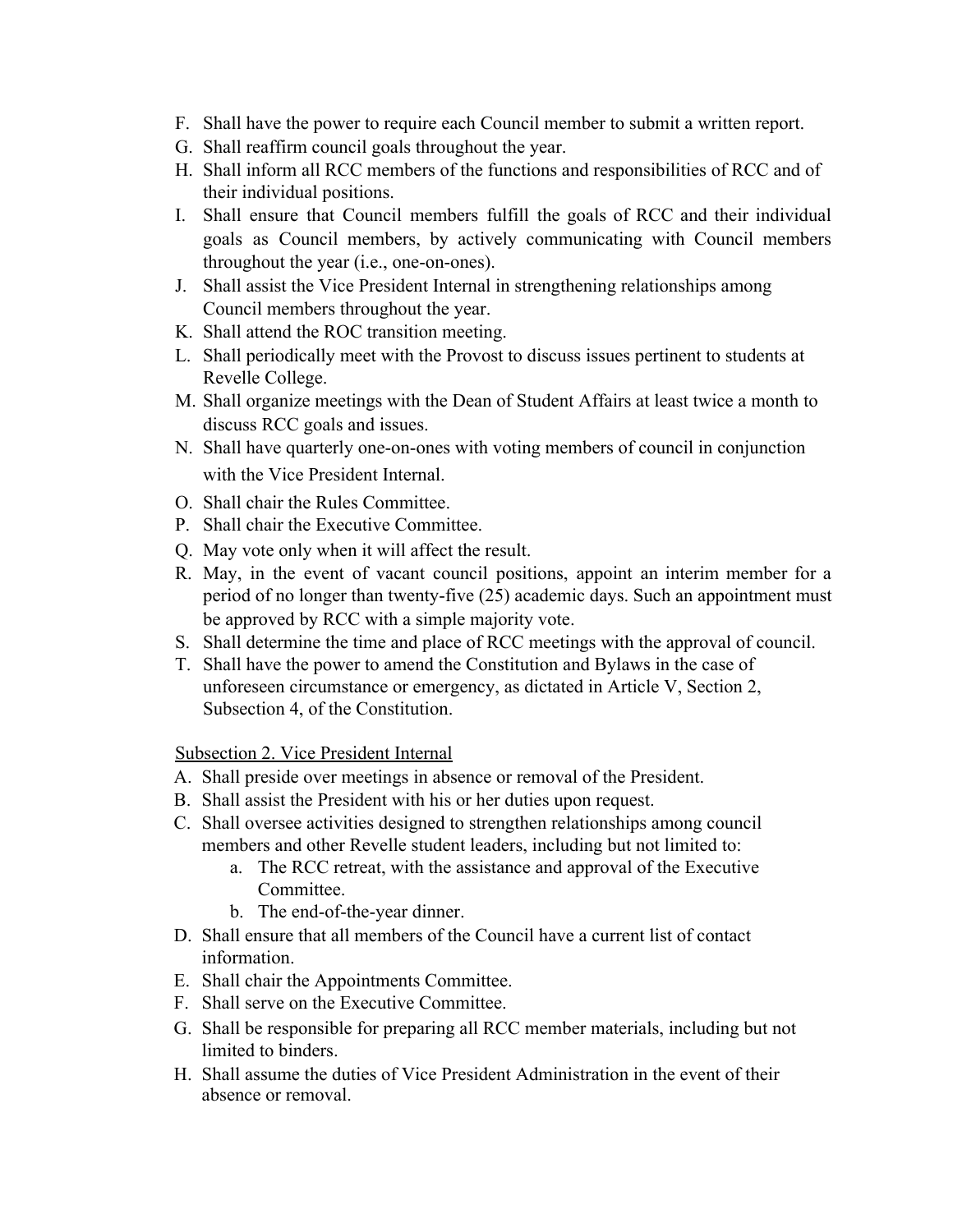F. Shall have the power to require each Council member to submit a written report.
G. Shall reaffirm council goals throughout the year.
H. Shall inform all RCC members of the functions and responsibilities of RCC and of their individual positions.
I. Shall ensure that Council members fulfill the goals of RCC and their individual goals as Council members, by actively communicating with Council members throughout the year (i.e., one-on-ones).
J. Shall assist the Vice President Internal in strengthening relationships among Council members throughout the year.
K. Shall attend the ROC transition meeting.
L. Shall periodically meet with the Provost to discuss issues pertinent to students at Revelle College.
M. Shall organize meetings with the Dean of Student Affairs at least twice a month to discuss RCC goals and issues.
N. Shall have quarterly one-on-ones with voting members of council in conjunction with the Vice President Internal.
O. Shall chair the Rules Committee.
P. Shall chair the Executive Committee.
Q. May vote only when it will affect the result.
R. May, in the event of vacant council positions, appoint an interim member for a period of no longer than twenty-five (25) academic days. Such an appointment must be approved by RCC with a simple majority vote.
S. Shall determine the time and place of RCC meetings with the approval of council.
T. Shall have the power to amend the Constitution and Bylaws in the case of unforeseen circumstance or emergency, as dictated in Article V, Section 2, Subsection 4, of the Constitution.

<u>Subsection 2. Vice President Internal</u>

A. Shall preside over meetings in absence or removal of the President.
B. Shall assist the President with his or her duties upon request.
C. Shall oversee activities designed to strengthen relationships among council members and other Revelle student leaders, including but not limited to:
    a. The RCC retreat, with the assistance and approval of the Executive Committee.
    b. The end-of-the-year dinner.
D. Shall ensure that all members of the Council have a current list of contact information.
E. Shall chair the Appointments Committee.
F. Shall serve on the Executive Committee.
G. Shall be responsible for preparing all RCC member materials, including but not limited to binders.
H. Shall assume the duties of Vice President Administration in the event of their absence or removal.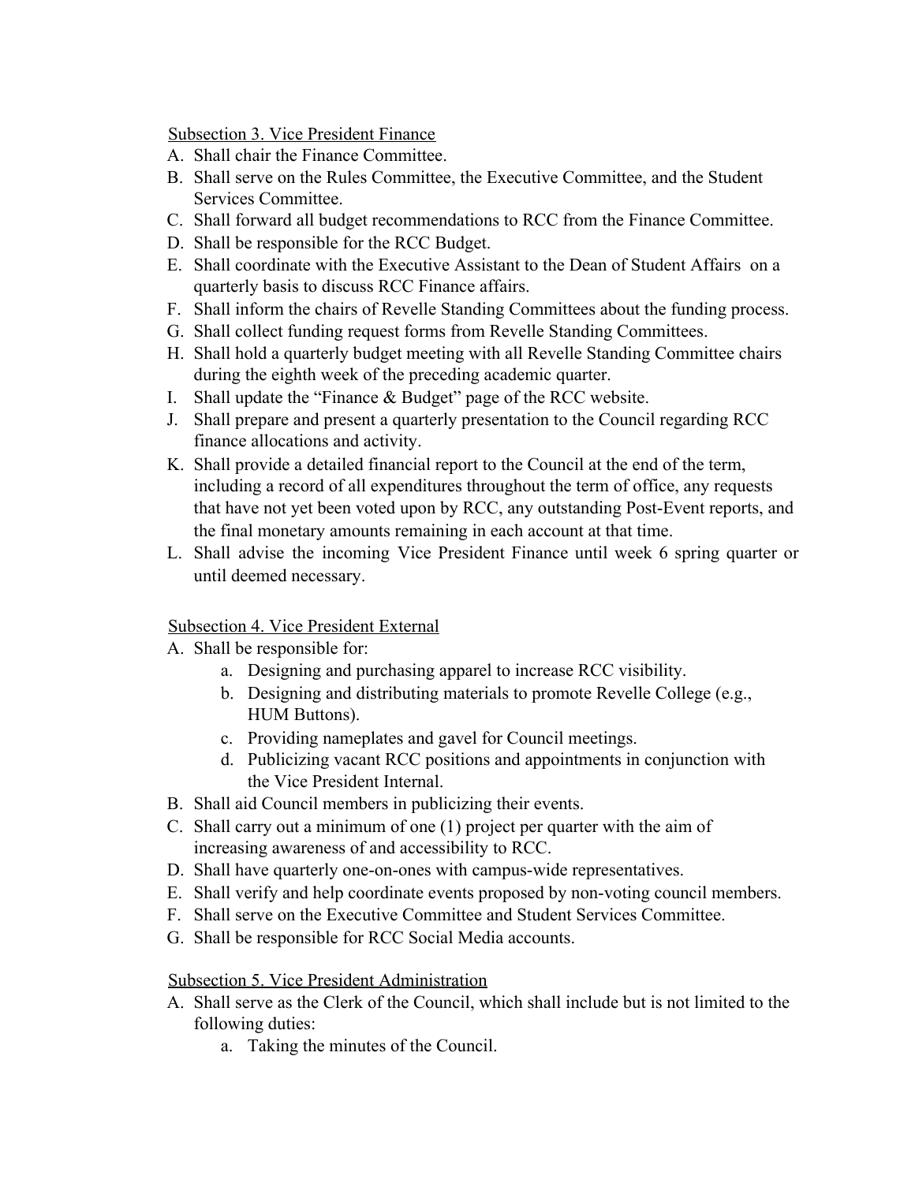Subsection 3. Vice President Finance

A. Shall chair the Finance Committee.
B. Shall serve on the Rules Committee, the Executive Committee, and the Student Services Committee.
C. Shall forward all budget recommendations to RCC from the Finance Committee.
D. Shall be responsible for the RCC Budget.
E. Shall coordinate with the Executive Assistant to the Dean of Student Affairs on a quarterly basis to discuss RCC Finance affairs.
F. Shall inform the chairs of Revelle Standing Committees about the funding process.
G. Shall collect funding request forms from Revelle Standing Committees.
H. Shall hold a quarterly budget meeting with all Revelle Standing Committee chairs during the eighth week of the preceding academic quarter.
I. Shall update the "Finance & Budget" page of the RCC website.
J. Shall prepare and present a quarterly presentation to the Council regarding RCC finance allocations and activity.
K. Shall provide a detailed financial report to the Council at the end of the term, including a record of all expenditures throughout the term of office, any requests that have not yet been voted upon by RCC, any outstanding Post-Event reports, and the final monetary amounts remaining in each account at that time.
L. Shall advise the incoming Vice President Finance until week 6 spring quarter or until deemed necessary.

Subsection 4. Vice President External

A. Shall be responsible for:
    a. Designing and purchasing apparel to increase RCC visibility.
    b. Designing and distributing materials to promote Revelle College (e.g., HUM Buttons).
    c. Providing nameplates and gavel for Council meetings.
    d. Publicizing vacant RCC positions and appointments in conjunction with the Vice President Internal.
B. Shall aid Council members in publicizing their events.
C. Shall carry out a minimum of one (1) project per quarter with the aim of increasing awareness of and accessibility to RCC.
D. Shall have quarterly one-on-ones with campus-wide representatives.
E. Shall verify and help coordinate events proposed by non-voting council members.
F. Shall serve on the Executive Committee and Student Services Committee.
G. Shall be responsible for RCC Social Media accounts.

Subsection 5. Vice President Administration

A. Shall serve as the Clerk of the Council, which shall include but is not limited to the following duties:
    a. Taking the minutes of the Council.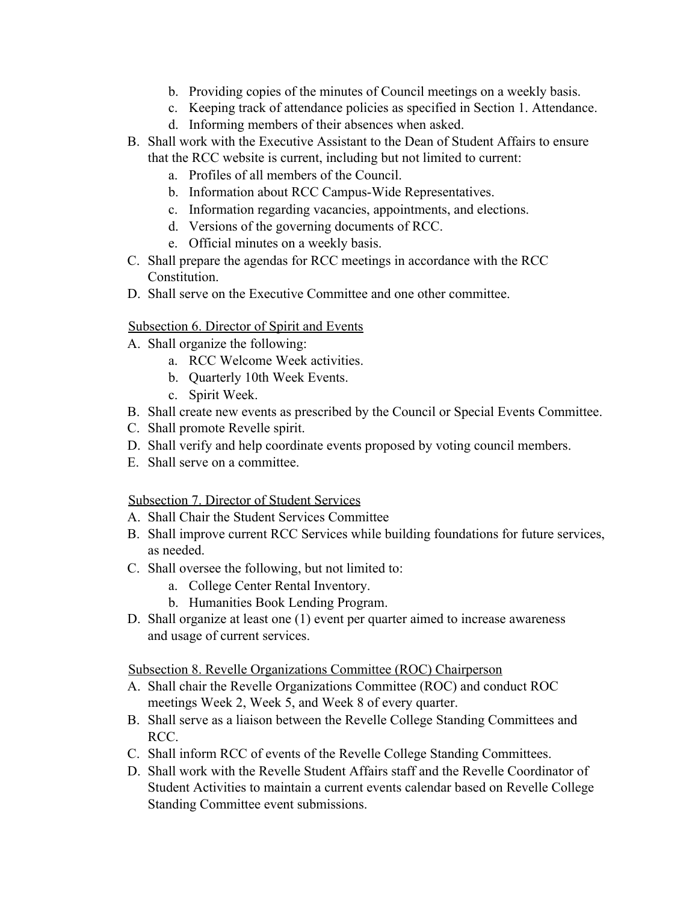b. Providing copies of the minutes of Council meetings on a weekly basis.
   c. Keeping track of attendance policies as specified in Section 1. Attendance.
   d. Informing members of their absences when asked.

B. Shall work with the Executive Assistant to the Dean of Student Affairs to ensure that the RCC website is current, including but not limited to current:
   a. Profiles of all members of the Council.
   b. Information about RCC Campus-Wide Representatives.
   c. Information regarding vacancies, appointments, and elections.
   d. Versions of the governing documents of RCC.
   e. Official minutes on a weekly basis.

C. Shall prepare the agendas for RCC meetings in accordance with the RCC Constitution.

D. Shall serve on the Executive Committee and one other committee.

<u>Subsection 6. Director of Spirit and Events</u>

A. Shall organize the following:
   a. RCC Welcome Week activities.
   b. Quarterly 10th Week Events.
   c. Spirit Week.

B. Shall create new events as prescribed by the Council or Special Events Committee.

C. Shall promote Revelle spirit.

D. Shall verify and help coordinate events proposed by voting council members.

E. Shall serve on a committee.

<u>Subsection 7. Director of Student Services</u>

A. Shall Chair the Student Services Committee

B. Shall improve current RCC Services while building foundations for future services, as needed.

C. Shall oversee the following, but not limited to:
   a. College Center Rental Inventory.
   b. Humanities Book Lending Program.

D. Shall organize at least one (1) event per quarter aimed to increase awareness and usage of current services.

<u>Subsection 8. Revelle Organizations Committee (ROC) Chairperson</u>

A. Shall chair the Revelle Organizations Committee (ROC) and conduct ROC meetings Week 2, Week 5, and Week 8 of every quarter.

B. Shall serve as a liaison between the Revelle College Standing Committees and RCC.

C. Shall inform RCC of events of the Revelle College Standing Committees.

D. Shall work with the Revelle Student Affairs staff and the Revelle Coordinator of Student Activities to maintain a current events calendar based on Revelle College Standing Committee event submissions.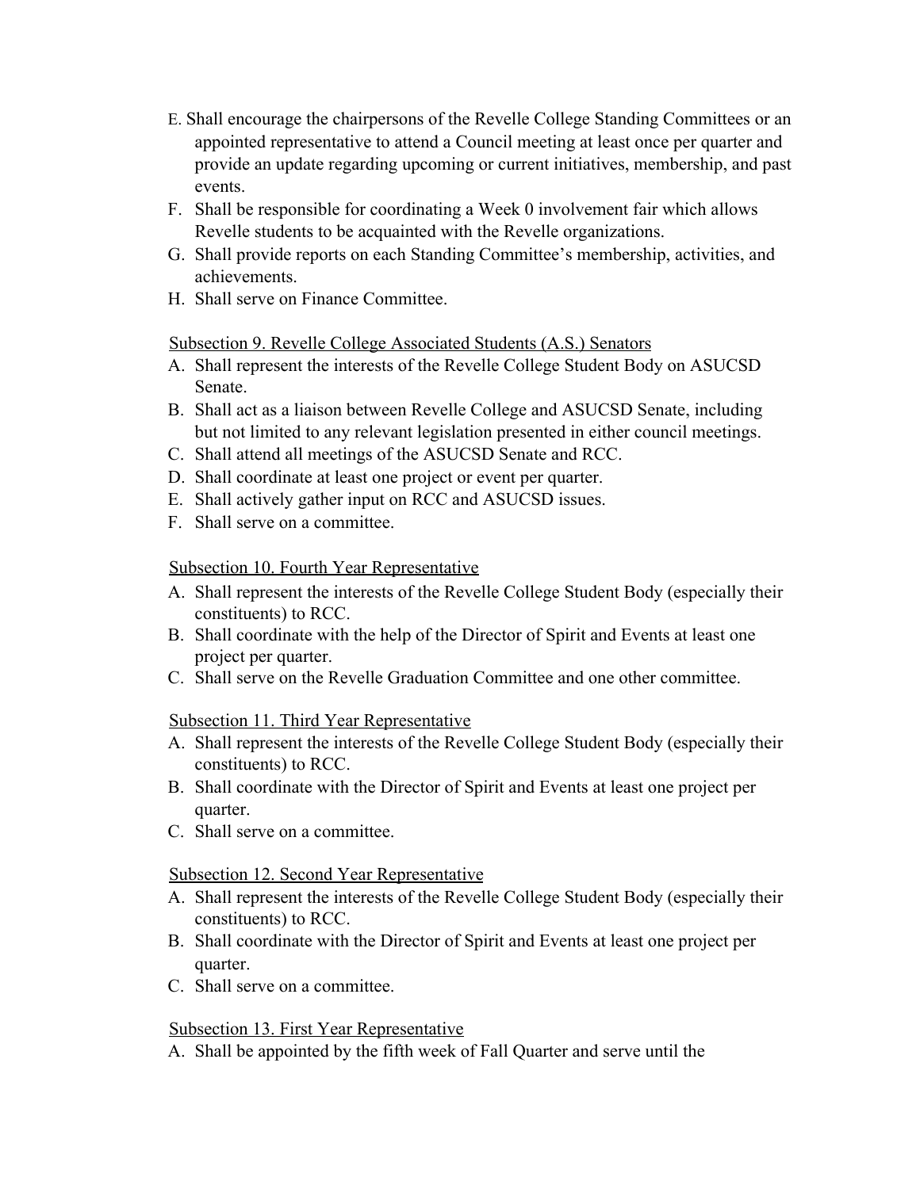E. Shall encourage the chairpersons of the Revelle College Standing Committees or an appointed representative to attend a Council meeting at least once per quarter and provide an update regarding upcoming or current initiatives, membership, and past events.
F. Shall be responsible for coordinating a Week 0 involvement fair which allows Revelle students to be acquainted with the Revelle organizations.
G. Shall provide reports on each Standing Committee's membership, activities, and achievements.
H. Shall serve on Finance Committee.

<u>Subsection 9. Revelle College Associated Students (A.S.) Senators</u>

A. Shall represent the interests of the Revelle College Student Body on ASUCSD Senate.
B. Shall act as a liaison between Revelle College and ASUCSD Senate, including but not limited to any relevant legislation presented in either council meetings.
C. Shall attend all meetings of the ASUCSD Senate and RCC.
D. Shall coordinate at least one project or event per quarter.
E. Shall actively gather input on RCC and ASUCSD issues.
F. Shall serve on a committee.

<u>Subsection 10. Fourth Year Representative</u>

A. Shall represent the interests of the Revelle College Student Body (especially their constituents) to RCC.
B. Shall coordinate with the help of the Director of Spirit and Events at least one project per quarter.
C. Shall serve on the Revelle Graduation Committee and one other committee.

<u>Subsection 11. Third Year Representative</u>

A. Shall represent the interests of the Revelle College Student Body (especially their constituents) to RCC.
B. Shall coordinate with the Director of Spirit and Events at least one project per quarter.
C. Shall serve on a committee.

<u>Subsection 12. Second Year Representative</u>

A. Shall represent the interests of the Revelle College Student Body (especially their constituents) to RCC.
B. Shall coordinate with the Director of Spirit and Events at least one project per quarter.
C. Shall serve on a committee.

<u>Subsection 13. First Year Representative</u>

A. Shall be appointed by the fifth week of Fall Quarter and serve until the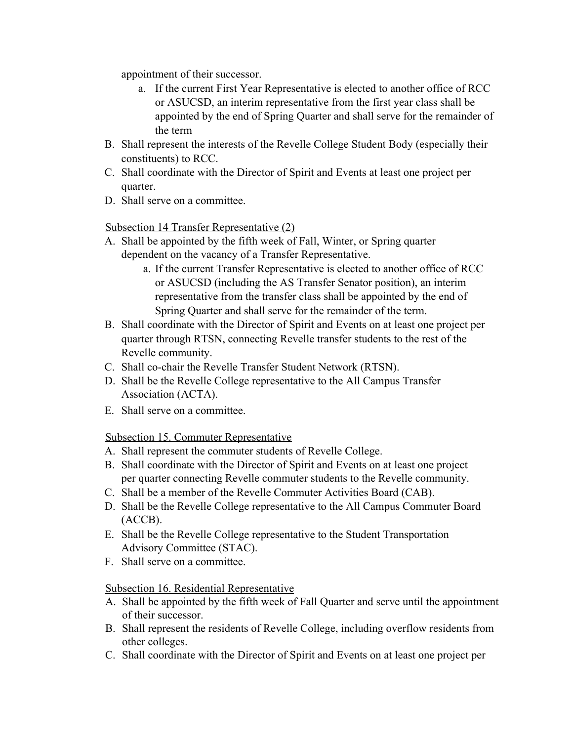appointment of their successor.

   a. If the current First Year Representative is elected to another office of RCC or ASUCSD, an interim representative from the first year class shall be appointed by the end of Spring Quarter and shall serve for the remainder of the term

B. Shall represent the interests of the Revelle College Student Body (especially their constituents) to RCC.
C. Shall coordinate with the Director of Spirit and Events at least one project per quarter.
D. Shall serve on a committee.

<u>Subsection 14 Transfer Representative (2)</u>

A. Shall be appointed by the fifth week of Fall, Winter, or Spring quarter dependent on the vacancy of a Transfer Representative.
   a. If the current Transfer Representative is elected to another office of RCC or ASUCSD (including the AS Transfer Senator position), an interim representative from the transfer class shall be appointed by the end of Spring Quarter and shall serve for the remainder of the term.
B. Shall coordinate with the Director of Spirit and Events on at least one project per quarter through RTSN, connecting Revelle transfer students to the rest of the Revelle community.
C. Shall co-chair the Revelle Transfer Student Network (RTSN).
D. Shall be the Revelle College representative to the All Campus Transfer Association (ACTA).
E. Shall serve on a committee.

<u>Subsection 15. Commuter Representative</u>

A. Shall represent the commuter students of Revelle College.
B. Shall coordinate with the Director of Spirit and Events on at least one project per quarter connecting Revelle commuter students to the Revelle community.
C. Shall be a member of the Revelle Commuter Activities Board (CAB).
D. Shall be the Revelle College representative to the All Campus Commuter Board (ACCB).
E. Shall be the Revelle College representative to the Student Transportation Advisory Committee (STAC).
F. Shall serve on a committee.

<u>Subsection 16. Residential Representative</u>

A. Shall be appointed by the fifth week of Fall Quarter and serve until the appointment of their successor.
B. Shall represent the residents of Revelle College, including overflow residents from other colleges.
C. Shall coordinate with the Director of Spirit and Events on at least one project per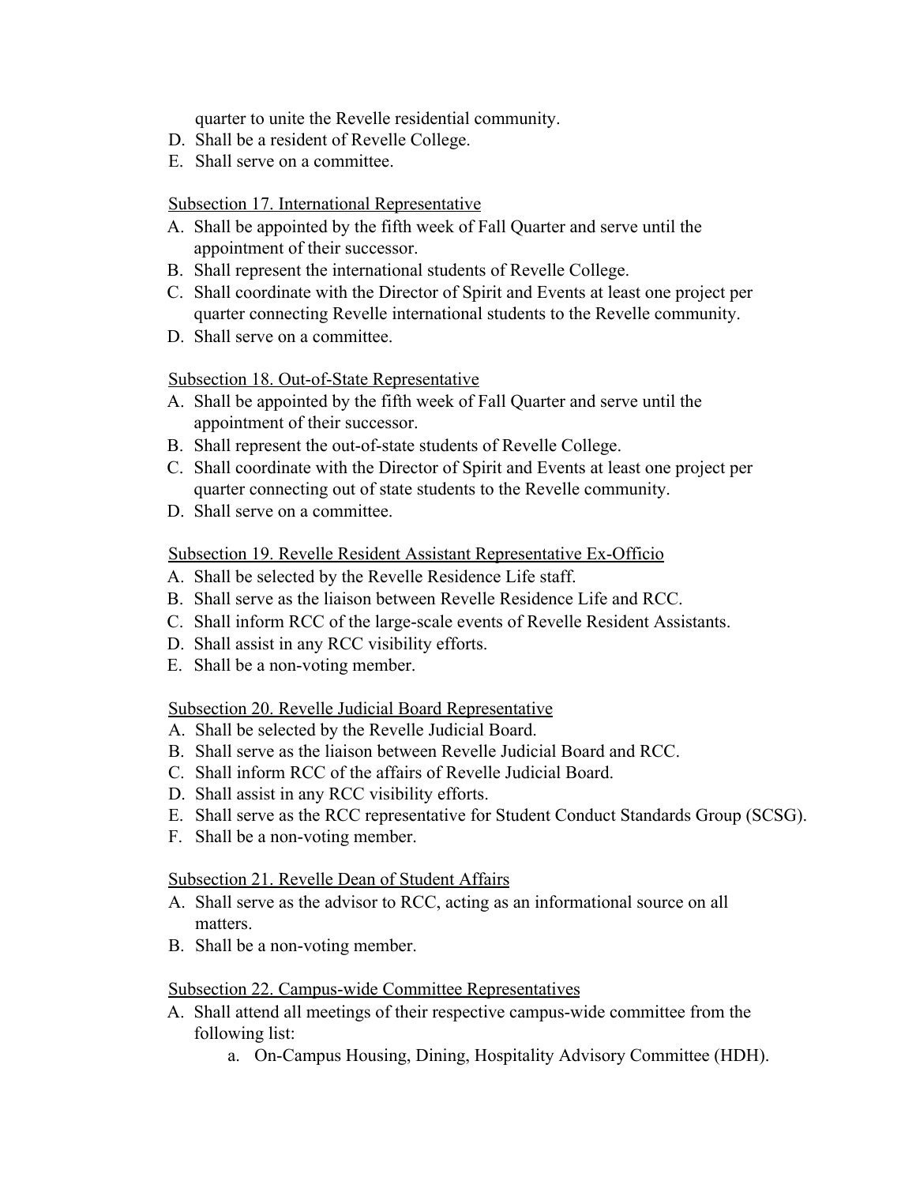quarter to unite the Revelle residential community.

D. Shall be a resident of Revelle College.
E. Shall serve on a committee.

Subsection 17. International Representative

A. Shall be appointed by the fifth week of Fall Quarter and serve until the appointment of their successor.
B. Shall represent the international students of Revelle College.
C. Shall coordinate with the Director of Spirit and Events at least one project per quarter connecting Revelle international students to the Revelle community.
D. Shall serve on a committee.

Subsection 18. Out-of-State Representative

A. Shall be appointed by the fifth week of Fall Quarter and serve until the appointment of their successor.
B. Shall represent the out-of-state students of Revelle College.
C. Shall coordinate with the Director of Spirit and Events at least one project per quarter connecting out of state students to the Revelle community.
D. Shall serve on a committee.

Subsection 19. Revelle Resident Assistant Representative Ex-Officio

A. Shall be selected by the Revelle Residence Life staff.
B. Shall serve as the liaison between Revelle Residence Life and RCC.
C. Shall inform RCC of the large-scale events of Revelle Resident Assistants.
D. Shall assist in any RCC visibility efforts.
E. Shall be a non-voting member.

Subsection 20. Revelle Judicial Board Representative

A. Shall be selected by the Revelle Judicial Board.
B. Shall serve as the liaison between Revelle Judicial Board and RCC.
C. Shall inform RCC of the affairs of Revelle Judicial Board.
D. Shall assist in any RCC visibility efforts.
E. Shall serve as the RCC representative for Student Conduct Standards Group (SCSG).
F. Shall be a non-voting member.

Subsection 21. Revelle Dean of Student Affairs

A. Shall serve as the advisor to RCC, acting as an informational source on all matters.
B. Shall be a non-voting member.

Subsection 22. Campus-wide Committee Representatives

A. Shall attend all meetings of their respective campus-wide committee from the following list:
    a. On-Campus Housing, Dining, Hospitality Advisory Committee (HDH).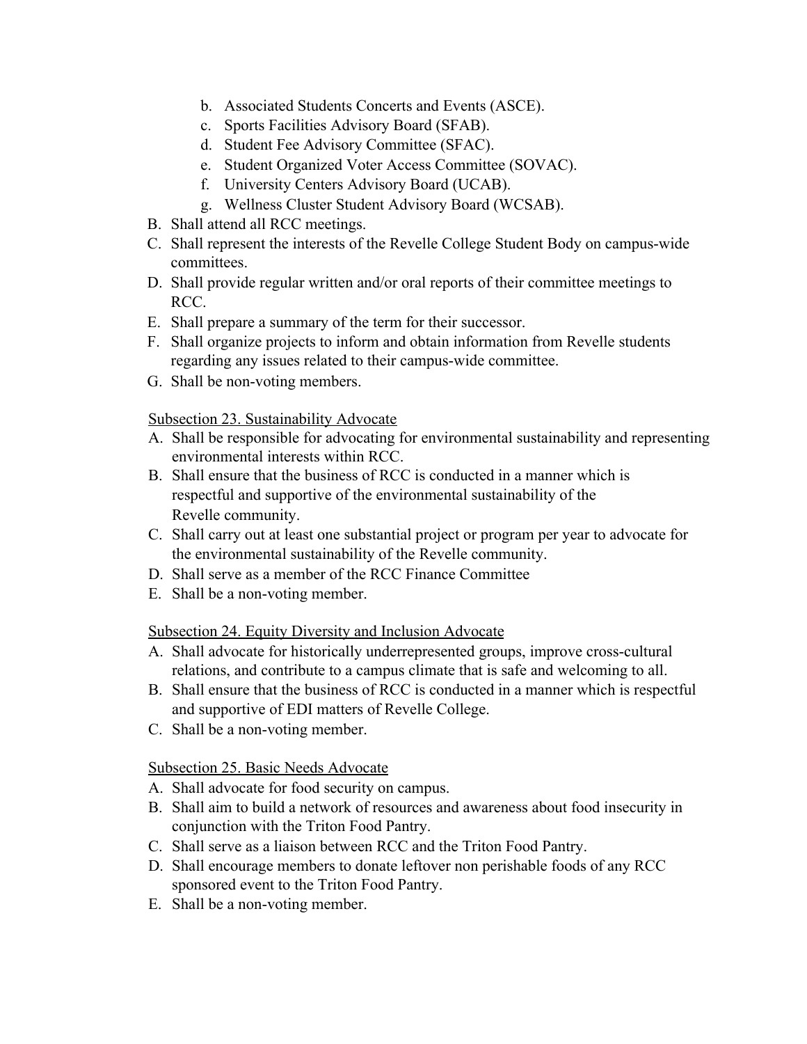b. Associated Students Concerts and Events (ASCE).
   c. Sports Facilities Advisory Board (SFAB).
   d. Student Fee Advisory Committee (SFAC).
   e. Student Organized Voter Access Committee (SOVAC).
   f. University Centers Advisory Board (UCAB).
   g. Wellness Cluster Student Advisory Board (WCSAB).

B. Shall attend all RCC meetings.
C. Shall represent the interests of the Revelle College Student Body on campus-wide committees.
D. Shall provide regular written and/or oral reports of their committee meetings to RCC.
E. Shall prepare a summary of the term for their successor.
F. Shall organize projects to inform and obtain information from Revelle students regarding any issues related to their campus-wide committee.
G. Shall be non-voting members.

<u>Subsection 23. Sustainability Advocate</u>

A. Shall be responsible for advocating for environmental sustainability and representing environmental interests within RCC.
B. Shall ensure that the business of RCC is conducted in a manner which is respectful and supportive of the environmental sustainability of the Revelle community.
C. Shall carry out at least one substantial project or program per year to advocate for the environmental sustainability of the Revelle community.
D. Shall serve as a member of the RCC Finance Committee
E. Shall be a non-voting member.

<u>Subsection 24. Equity Diversity and Inclusion Advocate</u>

A. Shall advocate for historically underrepresented groups, improve cross-cultural relations, and contribute to a campus climate that is safe and welcoming to all.
B. Shall ensure that the business of RCC is conducted in a manner which is respectful and supportive of EDI matters of Revelle College.
C. Shall be a non-voting member.

<u>Subsection 25. Basic Needs Advocate</u>

A. Shall advocate for food security on campus.
B. Shall aim to build a network of resources and awareness about food insecurity in conjunction with the Triton Food Pantry.
C. Shall serve as a liaison between RCC and the Triton Food Pantry.
D. Shall encourage members to donate leftover non perishable foods of any RCC sponsored event to the Triton Food Pantry.
E. Shall be a non-voting member.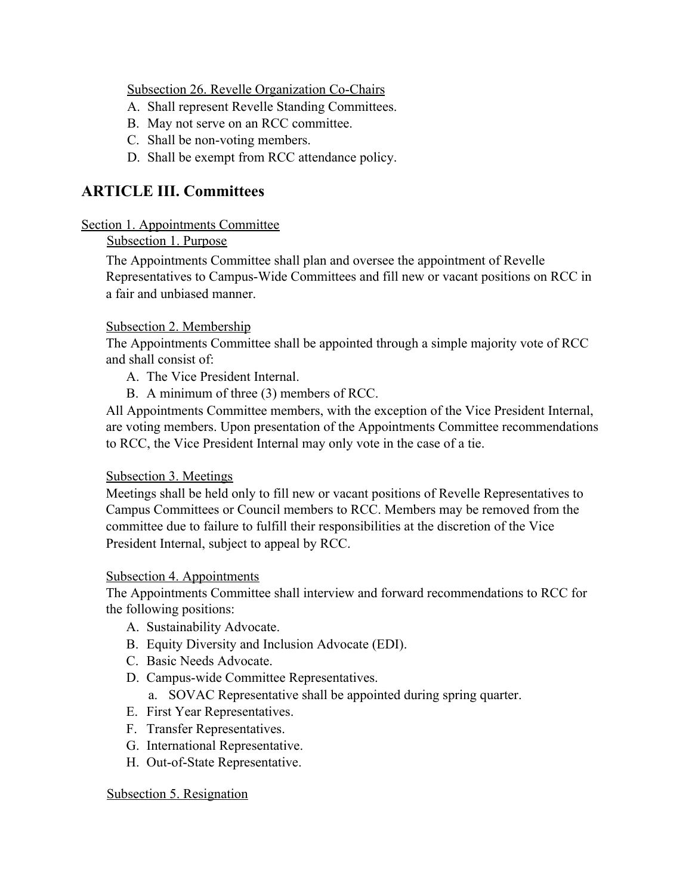Subsection 26. Revelle Organization Co-Chairs

A. Shall represent Revelle Standing Committees.
B. May not serve on an RCC committee.
C. Shall be non-voting members.
D. Shall be exempt from RCC attendance policy.

## ARTICLE III. Committees

Section 1. Appointments Committee

Subsection 1. Purpose

The Appointments Committee shall plan and oversee the appointment of Revelle Representatives to Campus-Wide Committees and fill new or vacant positions on RCC in a fair and unbiased manner.

Subsection 2. Membership

The Appointments Committee shall be appointed through a simple majority vote of RCC and shall consist of:

A. The Vice President Internal.
B. A minimum of three (3) members of RCC.

All Appointments Committee members, with the exception of the Vice President Internal, are voting members. Upon presentation of the Appointments Committee recommendations to RCC, the Vice President Internal may only vote in the case of a tie.

Subsection 3. Meetings

Meetings shall be held only to fill new or vacant positions of Revelle Representatives to Campus Committees or Council members to RCC. Members may be removed from the committee due to failure to fulfill their responsibilities at the discretion of the Vice President Internal, subject to appeal by RCC.

Subsection 4. Appointments

The Appointments Committee shall interview and forward recommendations to RCC for the following positions:

A. Sustainability Advocate.
B. Equity Diversity and Inclusion Advocate (EDI).
C. Basic Needs Advocate.
D. Campus-wide Committee Representatives.
    a. SOVAC Representative shall be appointed during spring quarter.
E. First Year Representatives.
F. Transfer Representatives.
G. International Representative.
H. Out-of-State Representative.

Subsection 5. Resignation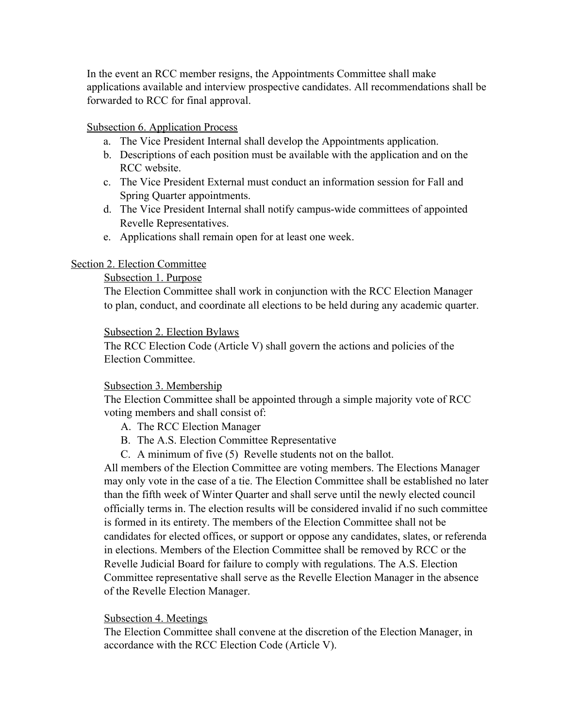In the event an RCC member resigns, the Appointments Committee shall make applications available and interview prospective candidates. All recommendations shall be forwarded to RCC for final approval.

Subsection 6. Application Process

a. The Vice President Internal shall develop the Appointments application.
b. Descriptions of each position must be available with the application and on the RCC website.
c. The Vice President External must conduct an information session for Fall and Spring Quarter appointments.
d. The Vice President Internal shall notify campus-wide committees of appointed Revelle Representatives.
e. Applications shall remain open for at least one week.

Section 2. Election Committee

Subsection 1. Purpose

The Election Committee shall work in conjunction with the RCC Election Manager to plan, conduct, and coordinate all elections to be held during any academic quarter.

Subsection 2. Election Bylaws

The RCC Election Code (Article V) shall govern the actions and policies of the Election Committee.

Subsection 3. Membership

The Election Committee shall be appointed through a simple majority vote of RCC voting members and shall consist of:

A. The RCC Election Manager
B. The A.S. Election Committee Representative
C. A minimum of five (5) Revelle students not on the ballot.

All members of the Election Committee are voting members. The Elections Manager may only vote in the case of a tie. The Election Committee shall be established no later than the fifth week of Winter Quarter and shall serve until the newly elected council officially terms in. The election results will be considered invalid if no such committee is formed in its entirety. The members of the Election Committee shall not be candidates for elected offices, or support or oppose any candidates, slates, or referenda in elections. Members of the Election Committee shall be removed by RCC or the Revelle Judicial Board for failure to comply with regulations. The A.S. Election Committee representative shall serve as the Revelle Election Manager in the absence of the Revelle Election Manager.

Subsection 4. Meetings

The Election Committee shall convene at the discretion of the Election Manager, in accordance with the RCC Election Code (Article V).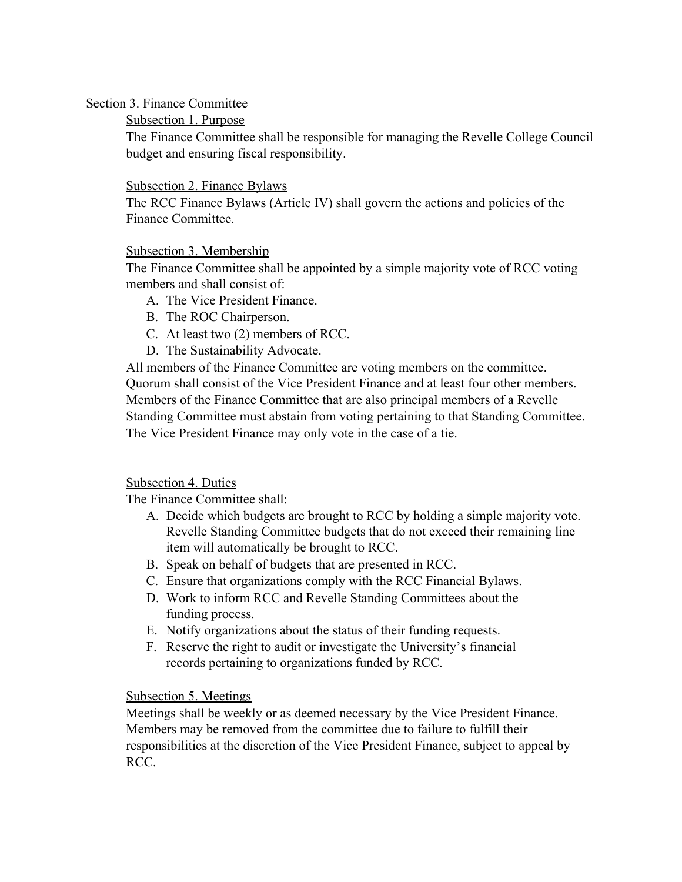## Section 3. Finance Committee

### Subsection 1. Purpose

The Finance Committee shall be responsible for managing the Revelle College Council budget and ensuring fiscal responsibility.

### Subsection 2. Finance Bylaws

The RCC Finance Bylaws (Article IV) shall govern the actions and policies of the Finance Committee.

### Subsection 3. Membership

The Finance Committee shall be appointed by a simple majority vote of RCC voting members and shall consist of:

A. The Vice President Finance.
B. The ROC Chairperson.
C. At least two (2) members of RCC.
D. The Sustainability Advocate.

All members of the Finance Committee are voting members on the committee. Quorum shall consist of the Vice President Finance and at least four other members. Members of the Finance Committee that are also principal members of a Revelle Standing Committee must abstain from voting pertaining to that Standing Committee. The Vice President Finance may only vote in the case of a tie.

### Subsection 4. Duties

The Finance Committee shall:

A. Decide which budgets are brought to RCC by holding a simple majority vote. Revelle Standing Committee budgets that do not exceed their remaining line item will automatically be brought to RCC.
B. Speak on behalf of budgets that are presented in RCC.
C. Ensure that organizations comply with the RCC Financial Bylaws.
D. Work to inform RCC and Revelle Standing Committees about the funding process.
E. Notify organizations about the status of their funding requests.
F. Reserve the right to audit or investigate the University's financial records pertaining to organizations funded by RCC.

### Subsection 5. Meetings

Meetings shall be weekly or as deemed necessary by the Vice President Finance. Members may be removed from the committee due to failure to fulfill their responsibilities at the discretion of the Vice President Finance, subject to appeal by RCC.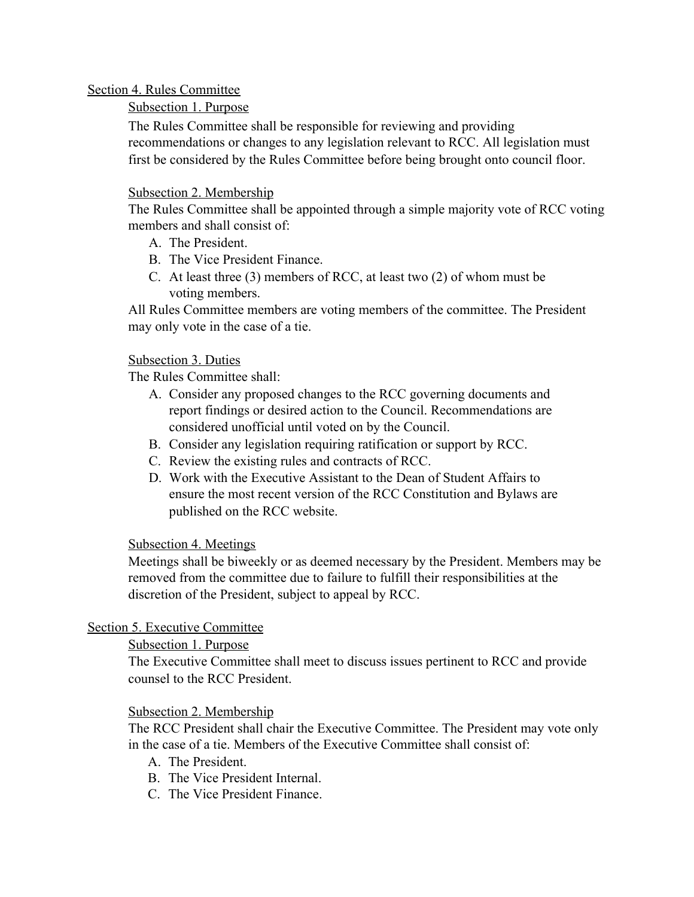## Section 4. Rules Committee

### Subsection 1. Purpose

The Rules Committee shall be responsible for reviewing and providing recommendations or changes to any legislation relevant to RCC. All legislation must first be considered by the Rules Committee before being brought onto council floor.

### Subsection 2. Membership

The Rules Committee shall be appointed through a simple majority vote of RCC voting members and shall consist of:

A. The President.
B. The Vice President Finance.
C. At least three (3) members of RCC, at least two (2) of whom must be voting members.

All Rules Committee members are voting members of the committee. The President may only vote in the case of a tie.

### Subsection 3. Duties

The Rules Committee shall:

A. Consider any proposed changes to the RCC governing documents and report findings or desired action to the Council. Recommendations are considered unofficial until voted on by the Council.
B. Consider any legislation requiring ratification or support by RCC.
C. Review the existing rules and contracts of RCC.
D. Work with the Executive Assistant to the Dean of Student Affairs to ensure the most recent version of the RCC Constitution and Bylaws are published on the RCC website.

### Subsection 4. Meetings

Meetings shall be biweekly or as deemed necessary by the President. Members may be removed from the committee due to failure to fulfill their responsibilities at the discretion of the President, subject to appeal by RCC.

## Section 5. Executive Committee

### Subsection 1. Purpose

The Executive Committee shall meet to discuss issues pertinent to RCC and provide counsel to the RCC President.

### Subsection 2. Membership

The RCC President shall chair the Executive Committee. The President may vote only in the case of a tie. Members of the Executive Committee shall consist of:

A. The President.
B. The Vice President Internal.
C. The Vice President Finance.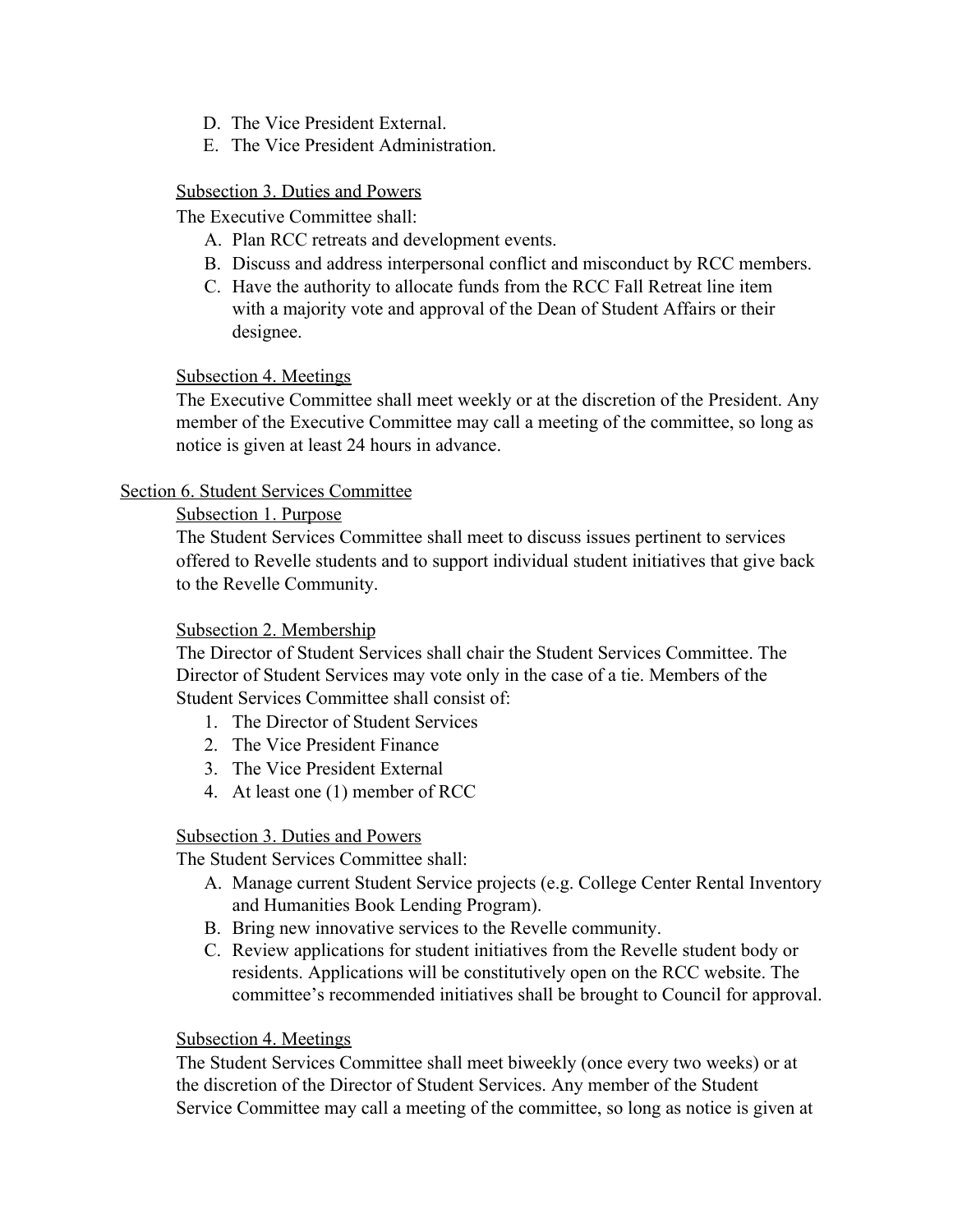D. The Vice President External.
E. The Vice President Administration.

Subsection 3. Duties and Powers

The Executive Committee shall:

A. Plan RCC retreats and development events.
B. Discuss and address interpersonal conflict and misconduct by RCC members.
C. Have the authority to allocate funds from the RCC Fall Retreat line item with a majority vote and approval of the Dean of Student Affairs or their designee.

Subsection 4. Meetings

The Executive Committee shall meet weekly or at the discretion of the President. Any member of the Executive Committee may call a meeting of the committee, so long as notice is given at least 24 hours in advance.

Section 6. Student Services Committee

Subsection 1. Purpose

The Student Services Committee shall meet to discuss issues pertinent to services offered to Revelle students and to support individual student initiatives that give back to the Revelle Community.

Subsection 2. Membership

The Director of Student Services shall chair the Student Services Committee. The Director of Student Services may vote only in the case of a tie. Members of the Student Services Committee shall consist of:

1. The Director of Student Services
2. The Vice President Finance
3. The Vice President External
4. At least one (1) member of RCC

Subsection 3. Duties and Powers

The Student Services Committee shall:

A. Manage current Student Service projects (e.g. College Center Rental Inventory and Humanities Book Lending Program).
B. Bring new innovative services to the Revelle community.
C. Review applications for student initiatives from the Revelle student body or residents. Applications will be constitutively open on the RCC website. The committee's recommended initiatives shall be brought to Council for approval.

Subsection 4. Meetings

The Student Services Committee shall meet biweekly (once every two weeks) or at the discretion of the Director of Student Services. Any member of the Student Service Committee may call a meeting of the committee, so long as notice is given at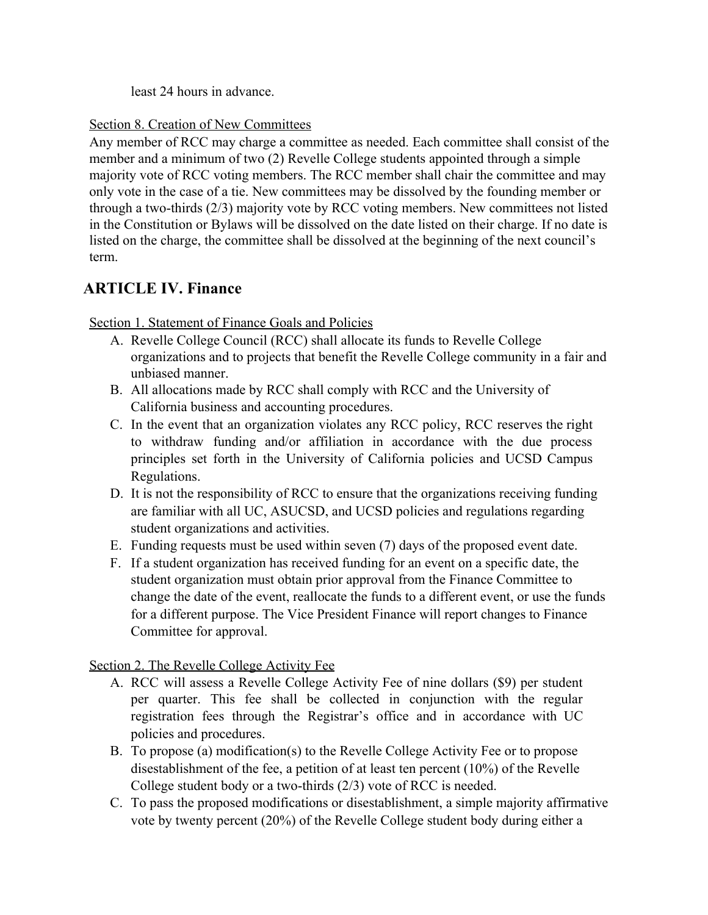least 24 hours in advance.

Section 8. Creation of New Committees

Any member of RCC may charge a committee as needed. Each committee shall consist of the member and a minimum of two (2) Revelle College students appointed through a simple majority vote of RCC voting members. The RCC member shall chair the committee and may only vote in the case of a tie. New committees may be dissolved by the founding member or through a two-thirds (2/3) majority vote by RCC voting members. New committees not listed in the Constitution or Bylaws will be dissolved on the date listed on their charge. If no date is listed on the charge, the committee shall be dissolved at the beginning of the next council's term.

## ARTICLE IV. Finance

Section 1. Statement of Finance Goals and Policies

A. Revelle College Council (RCC) shall allocate its funds to Revelle College organizations and to projects that benefit the Revelle College community in a fair and unbiased manner.
B. All allocations made by RCC shall comply with RCC and the University of California business and accounting procedures.
C. In the event that an organization violates any RCC policy, RCC reserves the right to withdraw funding and/or affiliation in accordance with the due process principles set forth in the University of California policies and UCSD Campus Regulations.
D. It is not the responsibility of RCC to ensure that the organizations receiving funding are familiar with all UC, ASUCSD, and UCSD policies and regulations regarding student organizations and activities.
E. Funding requests must be used within seven (7) days of the proposed event date.
F. If a student organization has received funding for an event on a specific date, the student organization must obtain prior approval from the Finance Committee to change the date of the event, reallocate the funds to a different event, or use the funds for a different purpose. The Vice President Finance will report changes to Finance Committee for approval.

Section 2. The Revelle College Activity Fee

A. RCC will assess a Revelle College Activity Fee of nine dollars ($9) per student per quarter. This fee shall be collected in conjunction with the regular registration fees through the Registrar's office and in accordance with UC policies and procedures.
B. To propose (a) modification(s) to the Revelle College Activity Fee or to propose disestablishment of the fee, a petition of at least ten percent (10%) of the Revelle College student body or a two-thirds (2/3) vote of RCC is needed.
C. To pass the proposed modifications or disestablishment, a simple majority affirmative vote by twenty percent (20%) of the Revelle College student body during either a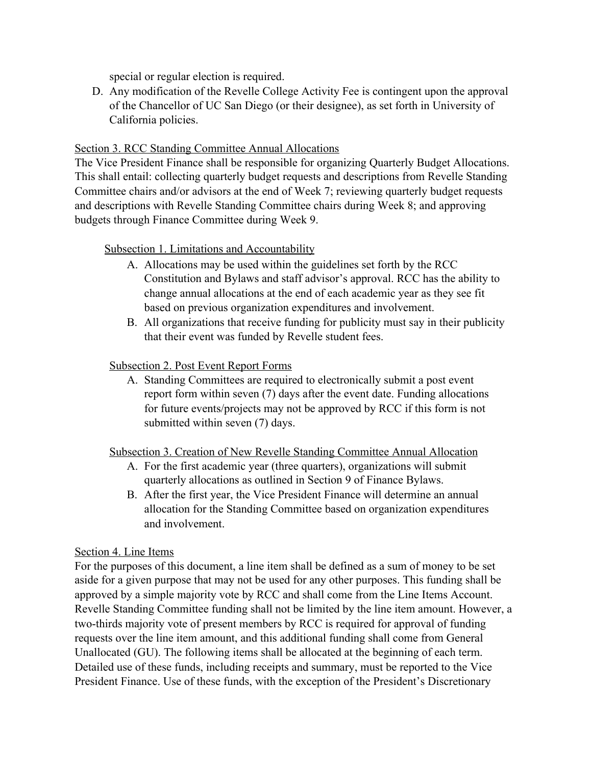special or regular election is required.

D. Any modification of the Revelle College Activity Fee is contingent upon the approval of the Chancellor of UC San Diego (or their designee), as set forth in University of California policies.

<u>Section 3. RCC Standing Committee Annual Allocations</u>

The Vice President Finance shall be responsible for organizing Quarterly Budget Allocations. This shall entail: collecting quarterly budget requests and descriptions from Revelle Standing Committee chairs and/or advisors at the end of Week 7; reviewing quarterly budget requests and descriptions with Revelle Standing Committee chairs during Week 8; and approving budgets through Finance Committee during Week 9.

<u>Subsection 1. Limitations and Accountability</u>

A. Allocations may be used within the guidelines set forth by the RCC Constitution and Bylaws and staff advisor's approval. RCC has the ability to change annual allocations at the end of each academic year as they see fit based on previous organization expenditures and involvement.
B. All organizations that receive funding for publicity must say in their publicity that their event was funded by Revelle student fees.

<u>Subsection 2. Post Event Report Forms</u>

A. Standing Committees are required to electronically submit a post event report form within seven (7) days after the event date. Funding allocations for future events/projects may not be approved by RCC if this form is not submitted within seven (7) days.

<u>Subsection 3. Creation of New Revelle Standing Committee Annual Allocation</u>

A. For the first academic year (three quarters), organizations will submit quarterly allocations as outlined in Section 9 of Finance Bylaws.
B. After the first year, the Vice President Finance will determine an annual allocation for the Standing Committee based on organization expenditures and involvement.

<u>Section 4. Line Items</u>

For the purposes of this document, a line item shall be defined as a sum of money to be set aside for a given purpose that may not be used for any other purposes. This funding shall be approved by a simple majority vote by RCC and shall come from the Line Items Account. Revelle Standing Committee funding shall not be limited by the line item amount. However, a two-thirds majority vote of present members by RCC is required for approval of funding requests over the line item amount, and this additional funding shall come from General Unallocated (GU). The following items shall be allocated at the beginning of each term. Detailed use of these funds, including receipts and summary, must be reported to the Vice President Finance. Use of these funds, with the exception of the President's Discretionary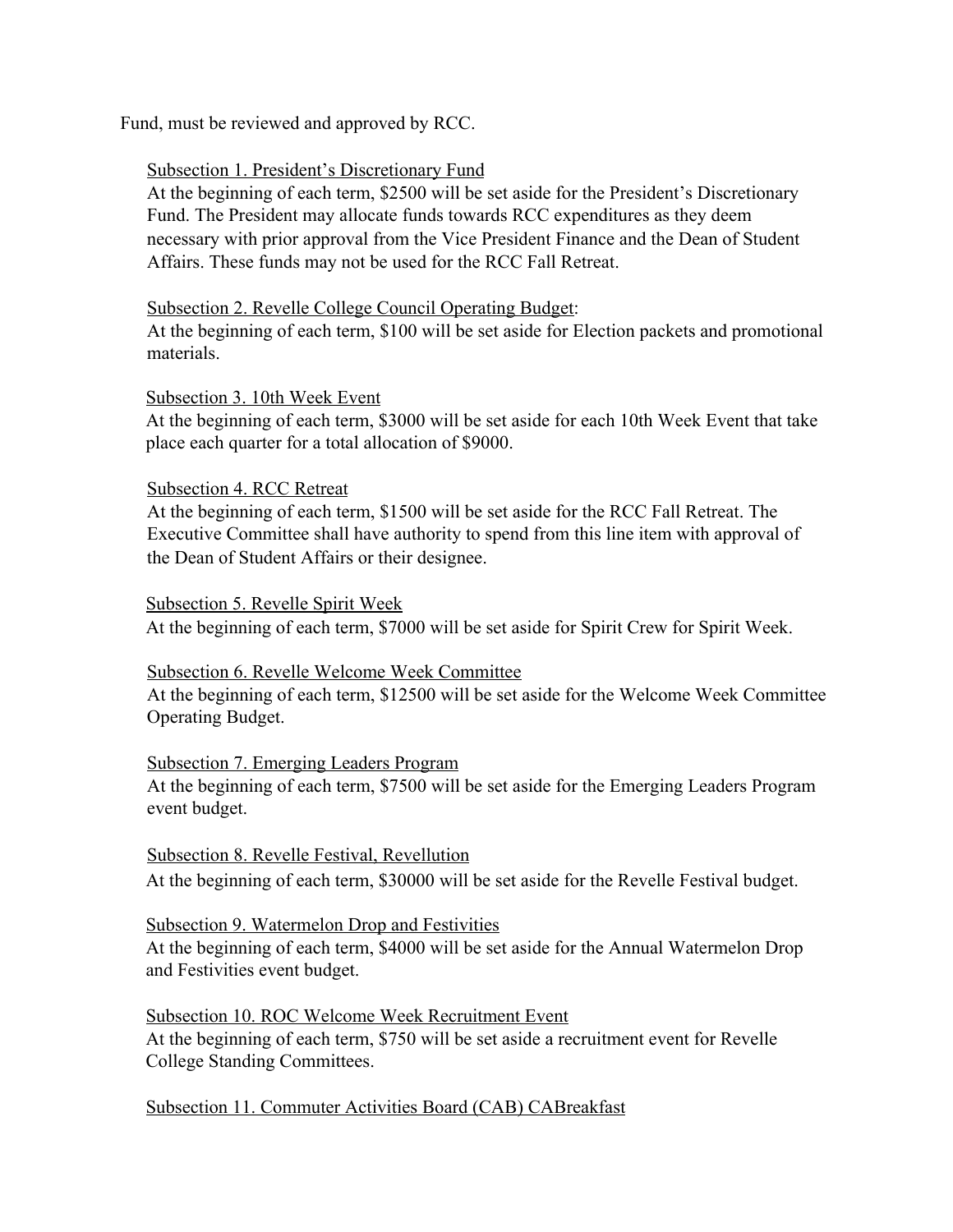Fund, must be reviewed and approved by RCC.

Subsection 1. President's Discretionary Fund

At the beginning of each term, $2500 will be set aside for the President's Discretionary Fund. The President may allocate funds towards RCC expenditures as they deem necessary with prior approval from the Vice President Finance and the Dean of Student Affairs. These funds may not be used for the RCC Fall Retreat.

Subsection 2. Revelle College Council Operating Budget:

At the beginning of each term, $100 will be set aside for Election packets and promotional materials.

Subsection 3. 10th Week Event

At the beginning of each term, $3000 will be set aside for each 10th Week Event that take place each quarter for a total allocation of $9000.

Subsection 4. RCC Retreat

At the beginning of each term, $1500 will be set aside for the RCC Fall Retreat. The Executive Committee shall have authority to spend from this line item with approval of the Dean of Student Affairs or their designee.

Subsection 5. Revelle Spirit Week

At the beginning of each term, $7000 will be set aside for Spirit Crew for Spirit Week.

Subsection 6. Revelle Welcome Week Committee

At the beginning of each term, $12500 will be set aside for the Welcome Week Committee Operating Budget.

Subsection 7. Emerging Leaders Program

At the beginning of each term, $7500 will be set aside for the Emerging Leaders Program event budget.

Subsection 8. Revelle Festival, Revellution

At the beginning of each term, $30000 will be set aside for the Revelle Festival budget.

Subsection 9. Watermelon Drop and Festivities

At the beginning of each term, $4000 will be set aside for the Annual Watermelon Drop and Festivities event budget.

Subsection 10. ROC Welcome Week Recruitment Event

At the beginning of each term, $750 will be set aside a recruitment event for Revelle College Standing Committees.

Subsection 11. Commuter Activities Board (CAB) CABreakfast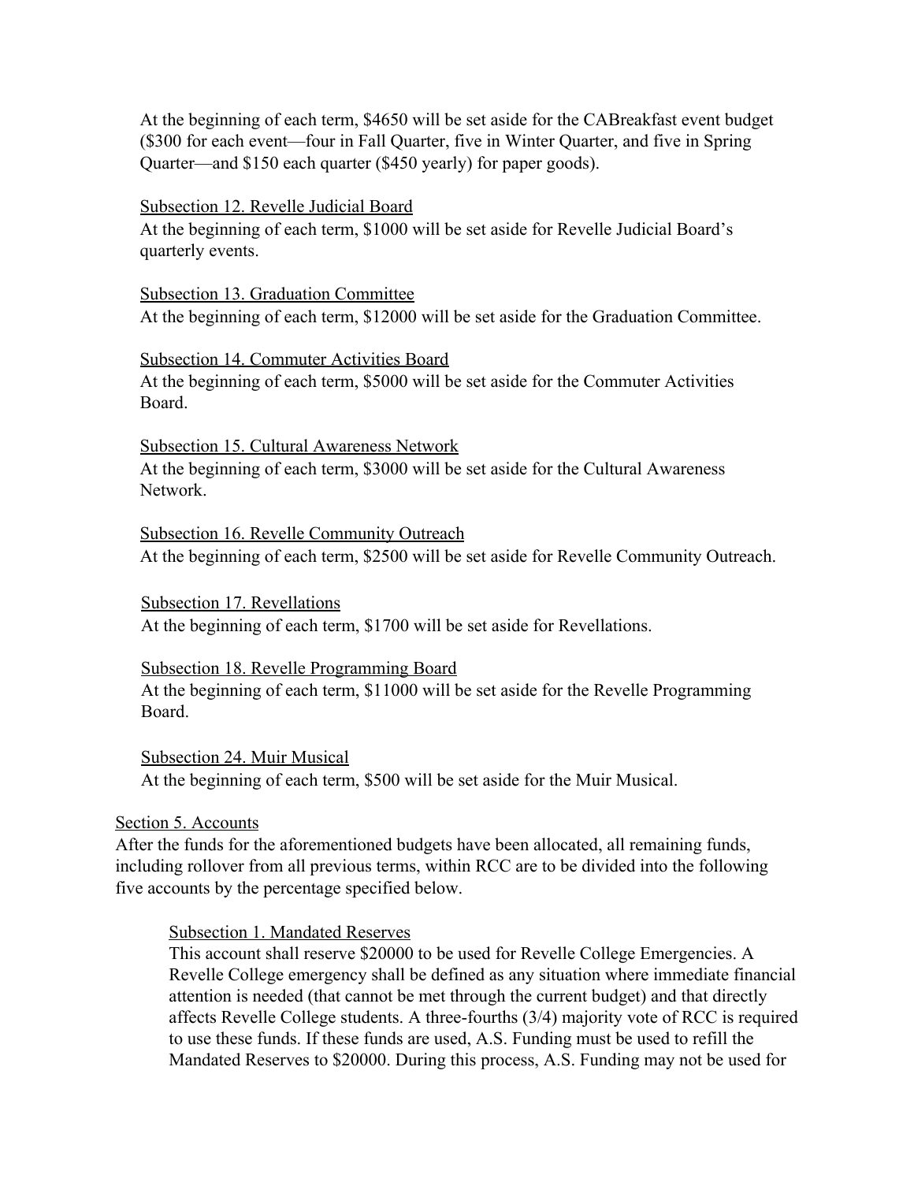At the beginning of each term, $4650 will be set aside for the CABreakfast event budget ($300 for each event—four in Fall Quarter, five in Winter Quarter, and five in Spring Quarter—and $150 each quarter ($450 yearly) for paper goods).

Subsection 12. Revelle Judicial Board

At the beginning of each term, $1000 will be set aside for Revelle Judicial Board's quarterly events.

Subsection 13. Graduation Committee

At the beginning of each term, $12000 will be set aside for the Graduation Committee.

Subsection 14. Commuter Activities Board

At the beginning of each term, $5000 will be set aside for the Commuter Activities Board.

Subsection 15. Cultural Awareness Network

At the beginning of each term, $3000 will be set aside for the Cultural Awareness Network.

Subsection 16. Revelle Community Outreach

At the beginning of each term, $2500 will be set aside for Revelle Community Outreach.

Subsection 17. Revellations

At the beginning of each term, $1700 will be set aside for Revellations.

Subsection 18. Revelle Programming Board

At the beginning of each term, $11000 will be set aside for the Revelle Programming Board.

Subsection 24. Muir Musical

At the beginning of each term, $500 will be set aside for the Muir Musical.

Section 5. Accounts

After the funds for the aforementioned budgets have been allocated, all remaining funds, including rollover from all previous terms, within RCC are to be divided into the following five accounts by the percentage specified below.

Subsection 1. Mandated Reserves

This account shall reserve $20000 to be used for Revelle College Emergencies. A Revelle College emergency shall be defined as any situation where immediate financial attention is needed (that cannot be met through the current budget) and that directly affects Revelle College students. A three-fourths (3/4) majority vote of RCC is required to use these funds. If these funds are used, A.S. Funding must be used to refill the Mandated Reserves to $20000. During this process, A.S. Funding may not be used for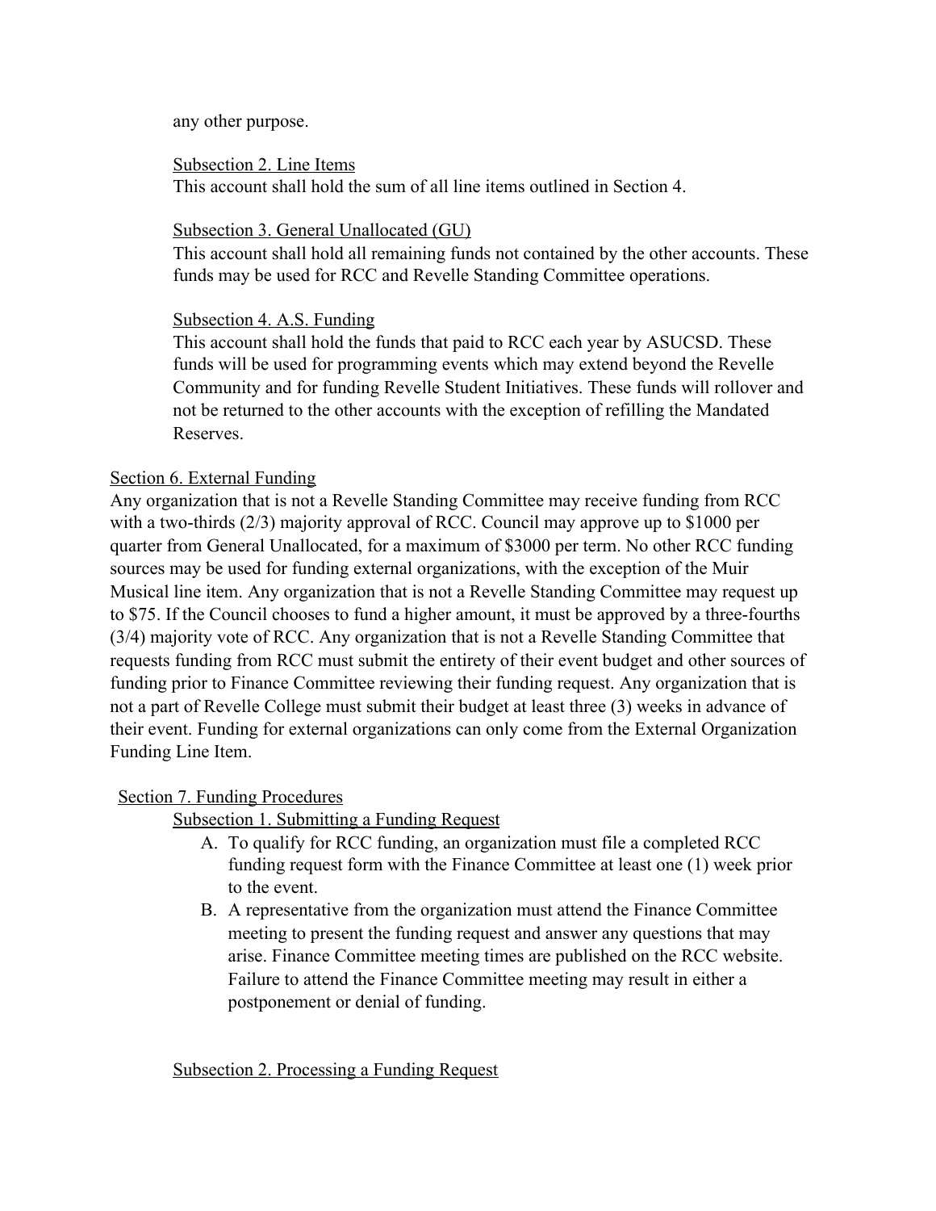any other purpose.

Subsection 2. Line Items

This account shall hold the sum of all line items outlined in Section 4.

Subsection 3. General Unallocated (GU)

This account shall hold all remaining funds not contained by the other accounts. These funds may be used for RCC and Revelle Standing Committee operations.

Subsection 4. A.S. Funding

This account shall hold the funds that paid to RCC each year by ASUCSD. These funds will be used for programming events which may extend beyond the Revelle Community and for funding Revelle Student Initiatives. These funds will rollover and not be returned to the other accounts with the exception of refilling the Mandated Reserves.

Section 6. External Funding

Any organization that is not a Revelle Standing Committee may receive funding from RCC with a two-thirds (2/3) majority approval of RCC. Council may approve up to $1000 per quarter from General Unallocated, for a maximum of $3000 per term. No other RCC funding sources may be used for funding external organizations, with the exception of the Muir Musical line item. Any organization that is not a Revelle Standing Committee may request up to $75. If the Council chooses to fund a higher amount, it must be approved by a three-fourths (3/4) majority vote of RCC. Any organization that is not a Revelle Standing Committee that requests funding from RCC must submit the entirety of their event budget and other sources of funding prior to Finance Committee reviewing their funding request. Any organization that is not a part of Revelle College must submit their budget at least three (3) weeks in advance of their event. Funding for external organizations can only come from the External Organization Funding Line Item.

Section 7. Funding Procedures

Subsection 1. Submitting a Funding Request

A. To qualify for RCC funding, an organization must file a completed RCC funding request form with the Finance Committee at least one (1) week prior to the event.
B. A representative from the organization must attend the Finance Committee meeting to present the funding request and answer any questions that may arise. Finance Committee meeting times are published on the RCC website. Failure to attend the Finance Committee meeting may result in either a postponement or denial of funding.

Subsection 2. Processing a Funding Request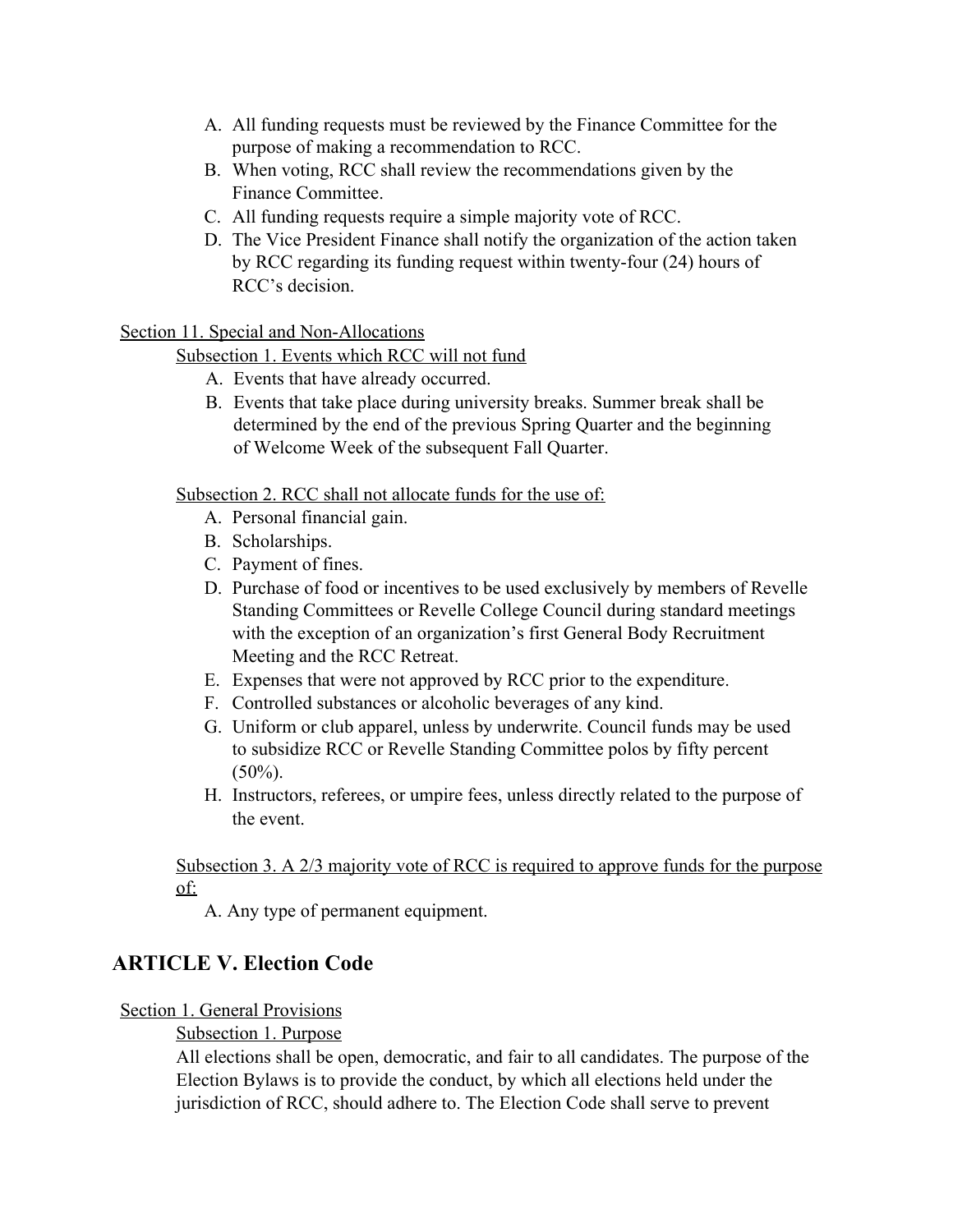A. All funding requests must be reviewed by the Finance Committee for the purpose of making a recommendation to RCC.
B. When voting, RCC shall review the recommendations given by the Finance Committee.
C. All funding requests require a simple majority vote of RCC.
D. The Vice President Finance shall notify the organization of the action taken by RCC regarding its funding request within twenty-four (24) hours of RCC's decision.

<u>Section 11. Special and Non-Allocations</u>

<u>Subsection 1. Events which RCC will not fund</u>

A. Events that have already occurred.
B. Events that take place during university breaks. Summer break shall be determined by the end of the previous Spring Quarter and the beginning of Welcome Week of the subsequent Fall Quarter.

<u>Subsection 2. RCC shall not allocate funds for the use of:</u>

A. Personal financial gain.
B. Scholarships.
C. Payment of fines.
D. Purchase of food or incentives to be used exclusively by members of Revelle Standing Committees or Revelle College Council during standard meetings with the exception of an organization's first General Body Recruitment Meeting and the RCC Retreat.
E. Expenses that were not approved by RCC prior to the expenditure.
F. Controlled substances or alcoholic beverages of any kind.
G. Uniform or club apparel, unless by underwrite. Council funds may be used to subsidize RCC or Revelle Standing Committee polos by fifty percent (50%).
H. Instructors, referees, or umpire fees, unless directly related to the purpose of the event.

<u>Subsection 3. A 2/3 majority vote of RCC is required to approve funds for the purpose of:</u>

A. Any type of permanent equipment.

## ARTICLE V. Election Code

<u>Section 1. General Provisions</u>

<u>Subsection 1. Purpose</u>

All elections shall be open, democratic, and fair to all candidates. The purpose of the Election Bylaws is to provide the conduct, by which all elections held under the jurisdiction of RCC, should adhere to. The Election Code shall serve to prevent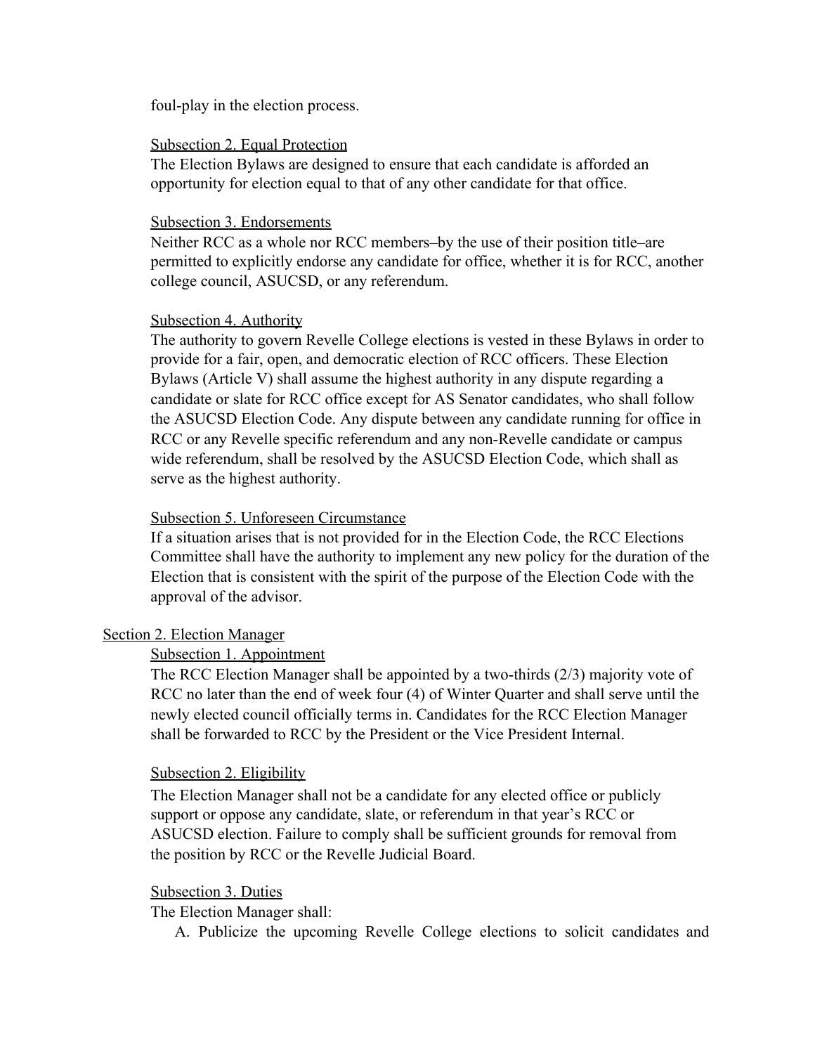foul-play in the election process.

Subsection 2. Equal Protection

The Election Bylaws are designed to ensure that each candidate is afforded an opportunity for election equal to that of any other candidate for that office.

Subsection 3. Endorsements

Neither RCC as a whole nor RCC members–by the use of their position title–are permitted to explicitly endorse any candidate for office, whether it is for RCC, another college council, ASUCSD, or any referendum.

Subsection 4. Authority

The authority to govern Revelle College elections is vested in these Bylaws in order to provide for a fair, open, and democratic election of RCC officers. These Election Bylaws (Article V) shall assume the highest authority in any dispute regarding a candidate or slate for RCC office except for AS Senator candidates, who shall follow the ASUCSD Election Code. Any dispute between any candidate running for office in RCC or any Revelle specific referendum and any non-Revelle candidate or campus wide referendum, shall be resolved by the ASUCSD Election Code, which shall as serve as the highest authority.

Subsection 5. Unforeseen Circumstance

If a situation arises that is not provided for in the Election Code, the RCC Elections Committee shall have the authority to implement any new policy for the duration of the Election that is consistent with the spirit of the purpose of the Election Code with the approval of the advisor.

Section 2. Election Manager

Subsection 1. Appointment

The RCC Election Manager shall be appointed by a two-thirds (2/3) majority vote of RCC no later than the end of week four (4) of Winter Quarter and shall serve until the newly elected council officially terms in. Candidates for the RCC Election Manager shall be forwarded to RCC by the President or the Vice President Internal.

Subsection 2. Eligibility

The Election Manager shall not be a candidate for any elected office or publicly support or oppose any candidate, slate, or referendum in that year's RCC or ASUCSD election. Failure to comply shall be sufficient grounds for removal from the position by RCC or the Revelle Judicial Board.

Subsection 3. Duties

The Election Manager shall:

A. Publicize the upcoming Revelle College elections to solicit candidates and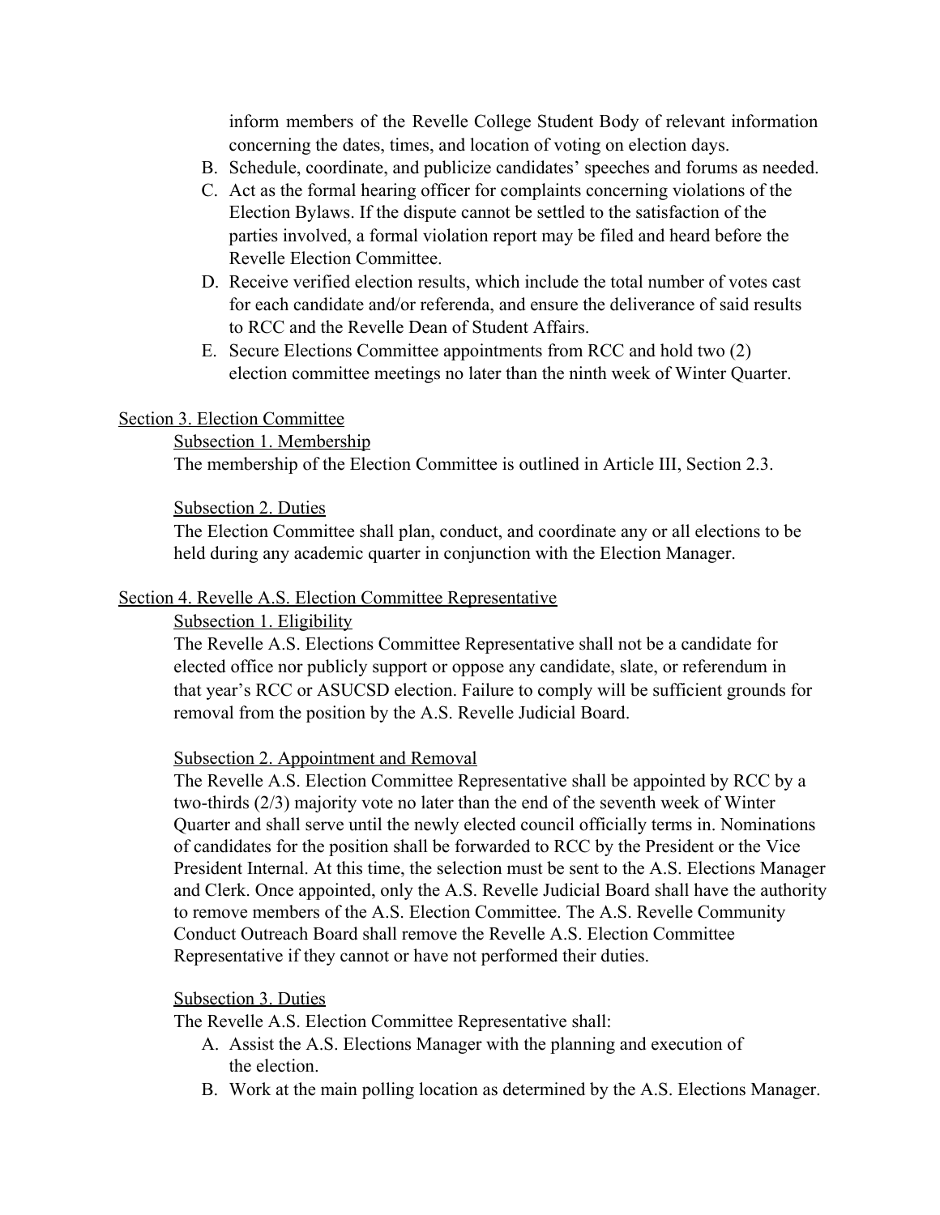inform members of the Revelle College Student Body of relevant information concerning the dates, times, and location of voting on election days.

B. Schedule, coordinate, and publicize candidates' speeches and forums as needed.
C. Act as the formal hearing officer for complaints concerning violations of the Election Bylaws. If the dispute cannot be settled to the satisfaction of the parties involved, a formal violation report may be filed and heard before the Revelle Election Committee.
D. Receive verified election results, which include the total number of votes cast for each candidate and/or referenda, and ensure the deliverance of said results to RCC and the Revelle Dean of Student Affairs.
E. Secure Elections Committee appointments from RCC and hold two (2) election committee meetings no later than the ninth week of Winter Quarter.

<u>Section 3. Election Committee</u>

<u>Subsection 1. Membership</u>

The membership of the Election Committee is outlined in Article III, Section 2.3.

<u>Subsection 2. Duties</u>

The Election Committee shall plan, conduct, and coordinate any or all elections to be held during any academic quarter in conjunction with the Election Manager.

<u>Section 4. Revelle A.S. Election Committee Representative</u>

<u>Subsection 1. Eligibility</u>

The Revelle A.S. Elections Committee Representative shall not be a candidate for elected office nor publicly support or oppose any candidate, slate, or referendum in that year's RCC or ASUCSD election. Failure to comply will be sufficient grounds for removal from the position by the A.S. Revelle Judicial Board.

<u>Subsection 2. Appointment and Removal</u>

The Revelle A.S. Election Committee Representative shall be appointed by RCC by a two-thirds (2/3) majority vote no later than the end of the seventh week of Winter Quarter and shall serve until the newly elected council officially terms in. Nominations of candidates for the position shall be forwarded to RCC by the President or the Vice President Internal. At this time, the selection must be sent to the A.S. Elections Manager and Clerk. Once appointed, only the A.S. Revelle Judicial Board shall have the authority to remove members of the A.S. Election Committee. The A.S. Revelle Community Conduct Outreach Board shall remove the Revelle A.S. Election Committee Representative if they cannot or have not performed their duties.

<u>Subsection 3. Duties</u>

The Revelle A.S. Election Committee Representative shall:

A. Assist the A.S. Elections Manager with the planning and execution of the election.
B. Work at the main polling location as determined by the A.S. Elections Manager.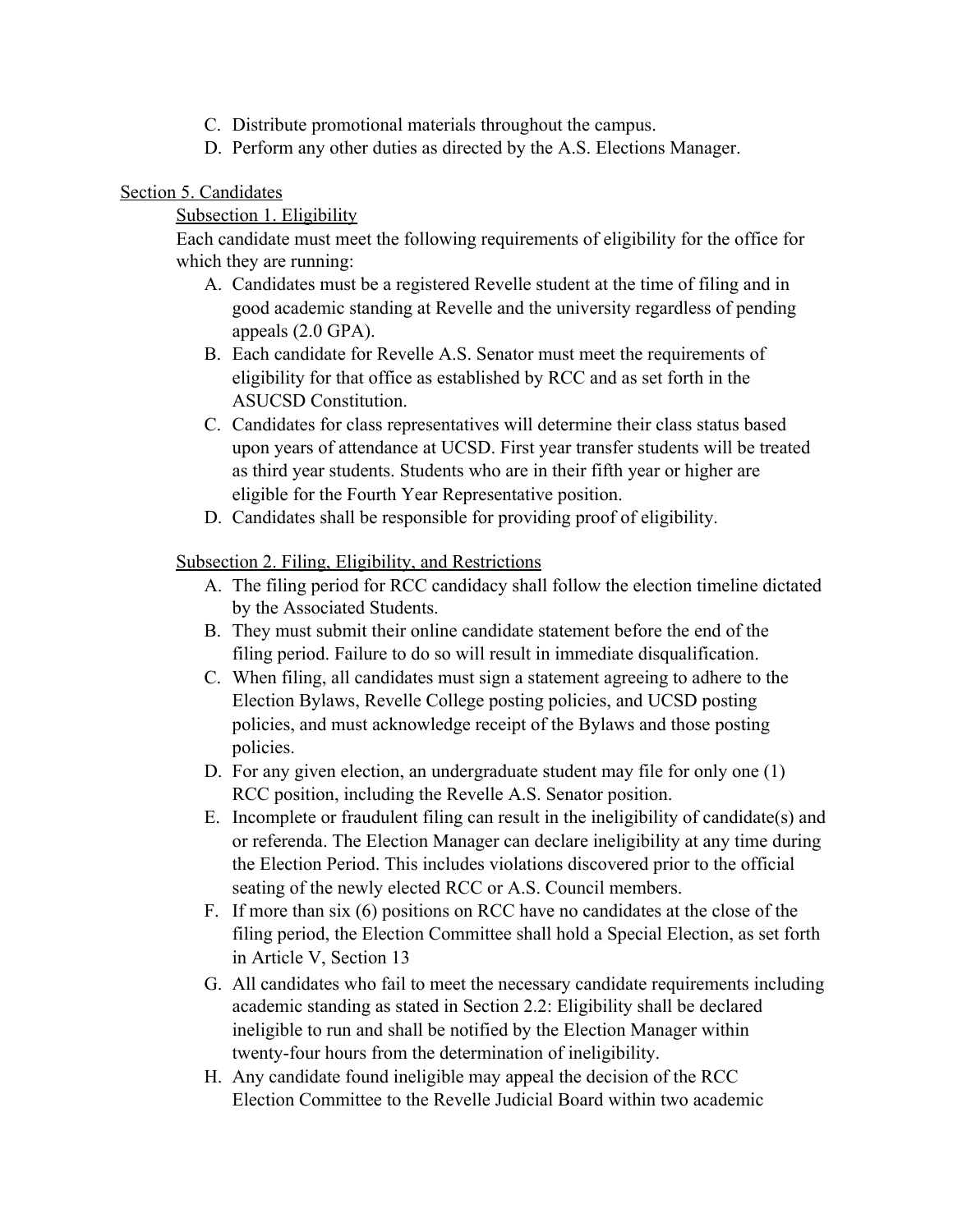C. Distribute promotional materials throughout the campus.
D. Perform any other duties as directed by the A.S. Elections Manager.

Section 5. Candidates

Subsection 1. Eligibility

Each candidate must meet the following requirements of eligibility for the office for which they are running:

A. Candidates must be a registered Revelle student at the time of filing and in good academic standing at Revelle and the university regardless of pending appeals (2.0 GPA).
B. Each candidate for Revelle A.S. Senator must meet the requirements of eligibility for that office as established by RCC and as set forth in the ASUCSD Constitution.
C. Candidates for class representatives will determine their class status based upon years of attendance at UCSD. First year transfer students will be treated as third year students. Students who are in their fifth year or higher are eligible for the Fourth Year Representative position.
D. Candidates shall be responsible for providing proof of eligibility.

Subsection 2. Filing, Eligibility, and Restrictions

A. The filing period for RCC candidacy shall follow the election timeline dictated by the Associated Students.
B. They must submit their online candidate statement before the end of the filing period. Failure to do so will result in immediate disqualification.
C. When filing, all candidates must sign a statement agreeing to adhere to the Election Bylaws, Revelle College posting policies, and UCSD posting policies, and must acknowledge receipt of the Bylaws and those posting policies.
D. For any given election, an undergraduate student may file for only one (1) RCC position, including the Revelle A.S. Senator position.
E. Incomplete or fraudulent filing can result in the ineligibility of candidate(s) and or referenda. The Election Manager can declare ineligibility at any time during the Election Period. This includes violations discovered prior to the official seating of the newly elected RCC or A.S. Council members.
F. If more than six (6) positions on RCC have no candidates at the close of the filing period, the Election Committee shall hold a Special Election, as set forth in Article V, Section 13
G. All candidates who fail to meet the necessary candidate requirements including academic standing as stated in Section 2.2: Eligibility shall be declared ineligible to run and shall be notified by the Election Manager within twenty-four hours from the determination of ineligibility.
H. Any candidate found ineligible may appeal the decision of the RCC Election Committee to the Revelle Judicial Board within two academic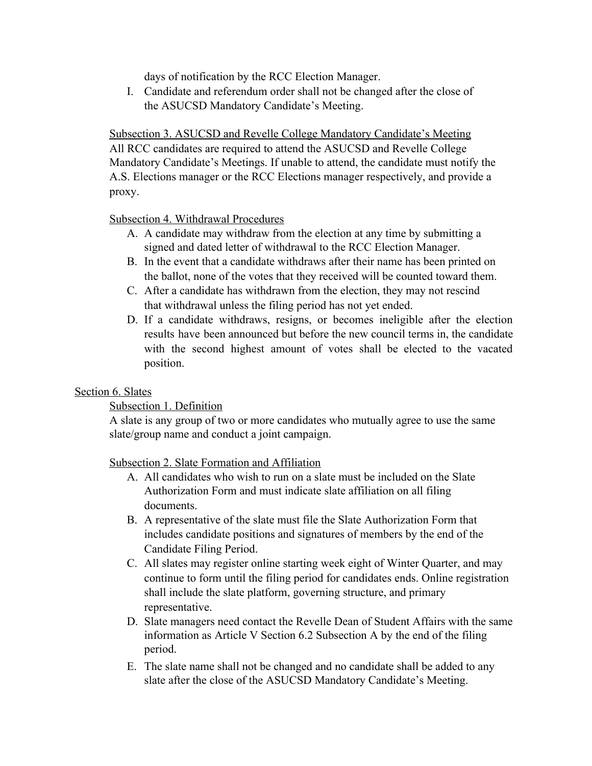days of notification by the RCC Election Manager.

I. Candidate and referendum order shall not be changed after the close of the ASUCSD Mandatory Candidate's Meeting.

Subsection 3. ASUCSD and Revelle College Mandatory Candidate's Meeting

All RCC candidates are required to attend the ASUCSD and Revelle College Mandatory Candidate's Meetings. If unable to attend, the candidate must notify the A.S. Elections manager or the RCC Elections manager respectively, and provide a proxy.

Subsection 4. Withdrawal Procedures

A. A candidate may withdraw from the election at any time by submitting a signed and dated letter of withdrawal to the RCC Election Manager.
B. In the event that a candidate withdraws after their name has been printed on the ballot, none of the votes that they received will be counted toward them.
C. After a candidate has withdrawn from the election, they may not rescind that withdrawal unless the filing period has not yet ended.
D. If a candidate withdraws, resigns, or becomes ineligible after the election results have been announced but before the new council terms in, the candidate with the second highest amount of votes shall be elected to the vacated position.

Section 6. Slates

Subsection 1. Definition

A slate is any group of two or more candidates who mutually agree to use the same slate/group name and conduct a joint campaign.

Subsection 2. Slate Formation and Affiliation

A. All candidates who wish to run on a slate must be included on the Slate Authorization Form and must indicate slate affiliation on all filing documents.
B. A representative of the slate must file the Slate Authorization Form that includes candidate positions and signatures of members by the end of the Candidate Filing Period.
C. All slates may register online starting week eight of Winter Quarter, and may continue to form until the filing period for candidates ends. Online registration shall include the slate platform, governing structure, and primary representative.
D. Slate managers need contact the Revelle Dean of Student Affairs with the same information as Article V Section 6.2 Subsection A by the end of the filing period.
E. The slate name shall not be changed and no candidate shall be added to any slate after the close of the ASUCSD Mandatory Candidate's Meeting.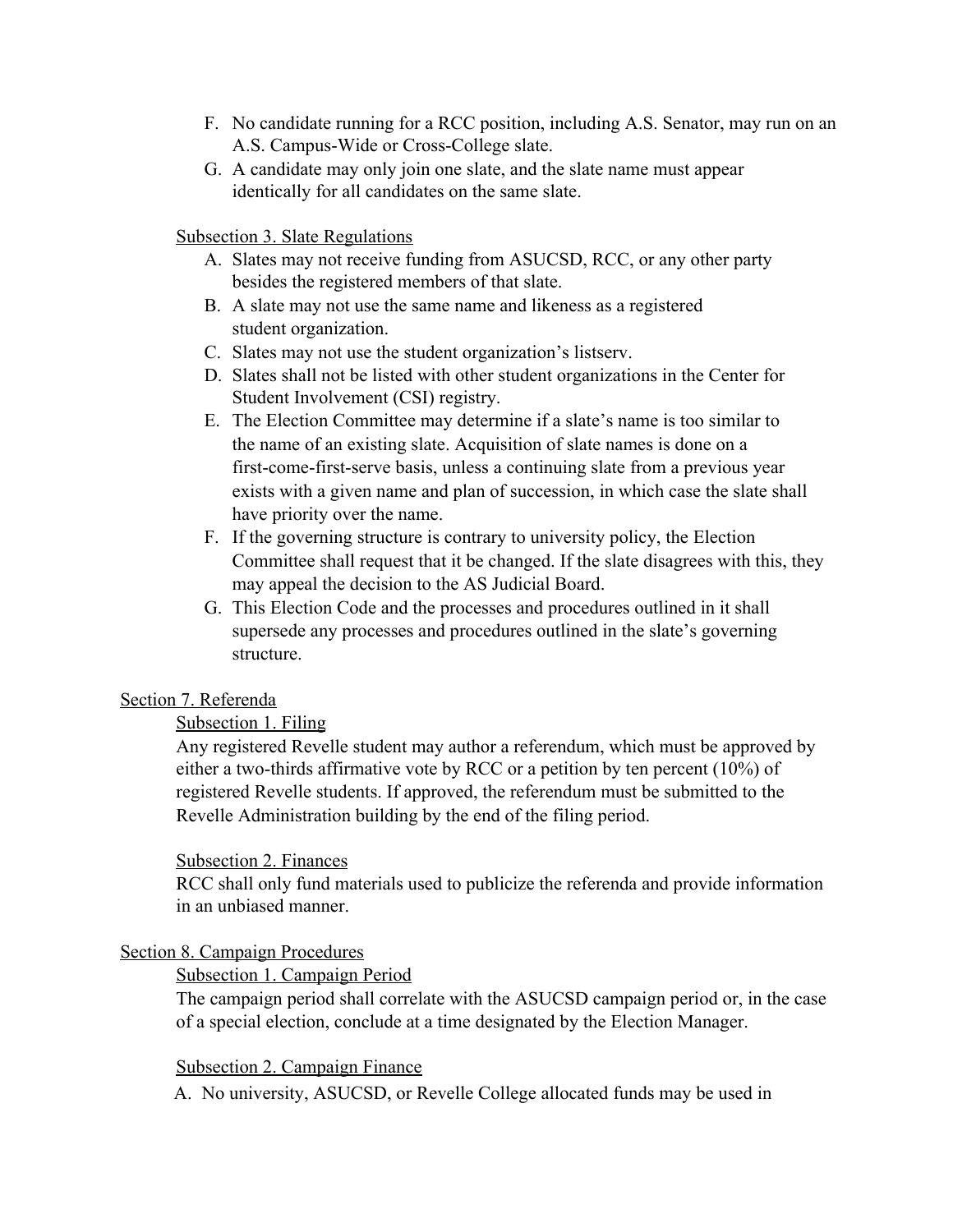F. No candidate running for a RCC position, including A.S. Senator, may run on an A.S. Campus-Wide or Cross-College slate.

G. A candidate may only join one slate, and the slate name must appear identically for all candidates on the same slate.

Subsection 3. Slate Regulations

A. Slates may not receive funding from ASUCSD, RCC, or any other party besides the registered members of that slate.

B. A slate may not use the same name and likeness as a registered student organization.

C. Slates may not use the student organization's listserv.

D. Slates shall not be listed with other student organizations in the Center for Student Involvement (CSI) registry.

E. The Election Committee may determine if a slate's name is too similar to the name of an existing slate. Acquisition of slate names is done on a first-come-first-serve basis, unless a continuing slate from a previous year exists with a given name and plan of succession, in which case the slate shall have priority over the name.

F. If the governing structure is contrary to university policy, the Election Committee shall request that it be changed. If the slate disagrees with this, they may appeal the decision to the AS Judicial Board.

G. This Election Code and the processes and procedures outlined in it shall supersede any processes and procedures outlined in the slate's governing structure.

Section 7. Referenda

Subsection 1. Filing

Any registered Revelle student may author a referendum, which must be approved by either a two-thirds affirmative vote by RCC or a petition by ten percent (10%) of registered Revelle students. If approved, the referendum must be submitted to the Revelle Administration building by the end of the filing period.

Subsection 2. Finances

RCC shall only fund materials used to publicize the referenda and provide information in an unbiased manner.

Section 8. Campaign Procedures

Subsection 1. Campaign Period

The campaign period shall correlate with the ASUCSD campaign period or, in the case of a special election, conclude at a time designated by the Election Manager.

Subsection 2. Campaign Finance

A. No university, ASUCSD, or Revelle College allocated funds may be used in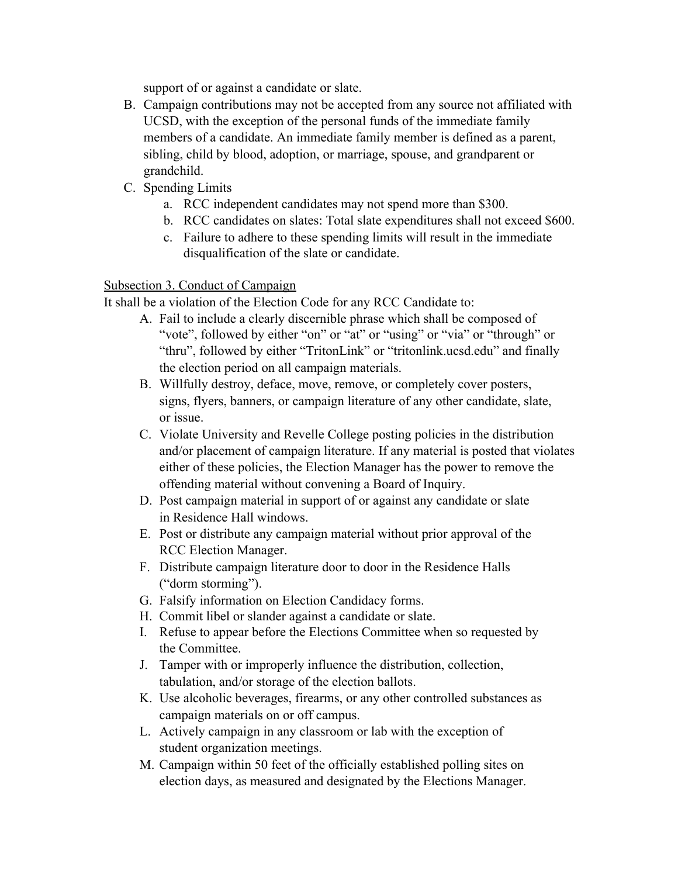support of or against a candidate or slate.

B. Campaign contributions may not be accepted from any source not affiliated with UCSD, with the exception of the personal funds of the immediate family members of a candidate. An immediate family member is defined as a parent, sibling, child by blood, adoption, or marriage, spouse, and grandparent or grandchild.

C. Spending Limits
   a. RCC independent candidates may not spend more than $300.
   b. RCC candidates on slates: Total slate expenditures shall not exceed $600.
   c. Failure to adhere to these spending limits will result in the immediate disqualification of the slate or candidate.

<u>Subsection 3. Conduct of Campaign</u>

It shall be a violation of the Election Code for any RCC Candidate to:

A. Fail to include a clearly discernible phrase which shall be composed of "vote", followed by either "on" or "at" or "using" or "via" or "through" or "thru", followed by either "TritonLink" or "tritonlink.ucsd.edu" and finally the election period on all campaign materials.

B. Willfully destroy, deface, move, remove, or completely cover posters, signs, flyers, banners, or campaign literature of any other candidate, slate, or issue.

C. Violate University and Revelle College posting policies in the distribution and/or placement of campaign literature. If any material is posted that violates either of these policies, the Election Manager has the power to remove the offending material without convening a Board of Inquiry.

D. Post campaign material in support of or against any candidate or slate in Residence Hall windows.

E. Post or distribute any campaign material without prior approval of the RCC Election Manager.

F. Distribute campaign literature door to door in the Residence Halls ("dorm storming").

G. Falsify information on Election Candidacy forms.

H. Commit libel or slander against a candidate or slate.

I. Refuse to appear before the Elections Committee when so requested by the Committee.

J. Tamper with or improperly influence the distribution, collection, tabulation, and/or storage of the election ballots.

K. Use alcoholic beverages, firearms, or any other controlled substances as campaign materials on or off campus.

L. Actively campaign in any classroom or lab with the exception of student organization meetings.

M. Campaign within 50 feet of the officially established polling sites on election days, as measured and designated by the Elections Manager.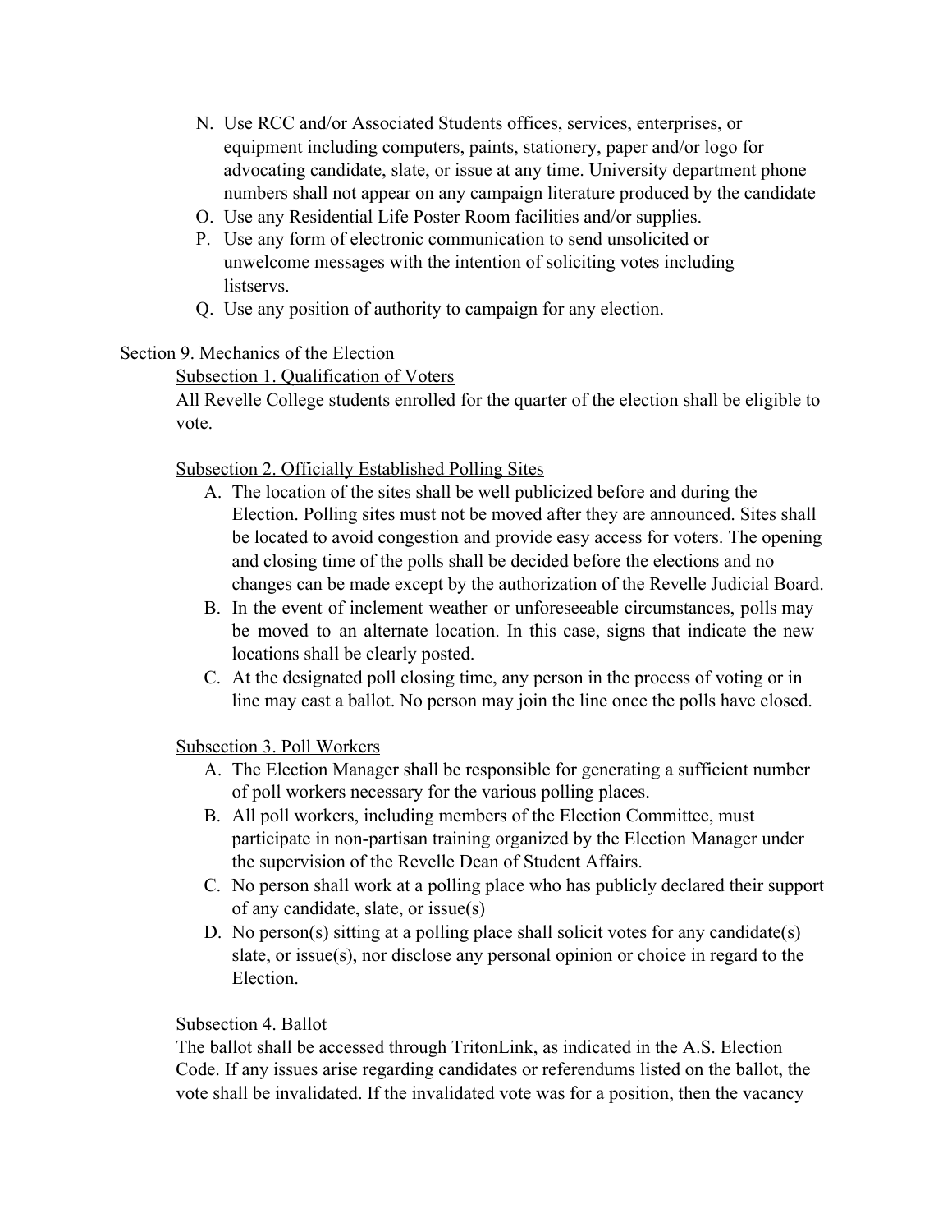N. Use RCC and/or Associated Students offices, services, enterprises, or equipment including computers, paints, stationery, paper and/or logo for advocating candidate, slate, or issue at any time. University department phone numbers shall not appear on any campaign literature produced by the candidate
O. Use any Residential Life Poster Room facilities and/or supplies.
P. Use any form of electronic communication to send unsolicited or unwelcome messages with the intention of soliciting votes including listservs.
Q. Use any position of authority to campaign for any election.

<u>Section 9. Mechanics of the Election</u>

<u>Subsection 1. Qualification of Voters</u>

All Revelle College students enrolled for the quarter of the election shall be eligible to vote.

<u>Subsection 2. Officially Established Polling Sites</u>

A. The location of the sites shall be well publicized before and during the Election. Polling sites must not be moved after they are announced. Sites shall be located to avoid congestion and provide easy access for voters. The opening and closing time of the polls shall be decided before the elections and no changes can be made except by the authorization of the Revelle Judicial Board.
B. In the event of inclement weather or unforeseeable circumstances, polls may be moved to an alternate location. In this case, signs that indicate the new locations shall be clearly posted.
C. At the designated poll closing time, any person in the process of voting or in line may cast a ballot. No person may join the line once the polls have closed.

<u>Subsection 3. Poll Workers</u>

A. The Election Manager shall be responsible for generating a sufficient number of poll workers necessary for the various polling places.
B. All poll workers, including members of the Election Committee, must participate in non-partisan training organized by the Election Manager under the supervision of the Revelle Dean of Student Affairs.
C. No person shall work at a polling place who has publicly declared their support of any candidate, slate, or issue(s)
D. No person(s) sitting at a polling place shall solicit votes for any candidate(s) slate, or issue(s), nor disclose any personal opinion or choice in regard to the Election.

<u>Subsection 4. Ballot</u>

The ballot shall be accessed through TritonLink, as indicated in the A.S. Election Code. If any issues arise regarding candidates or referendums listed on the ballot, the vote shall be invalidated. If the invalidated vote was for a position, then the vacancy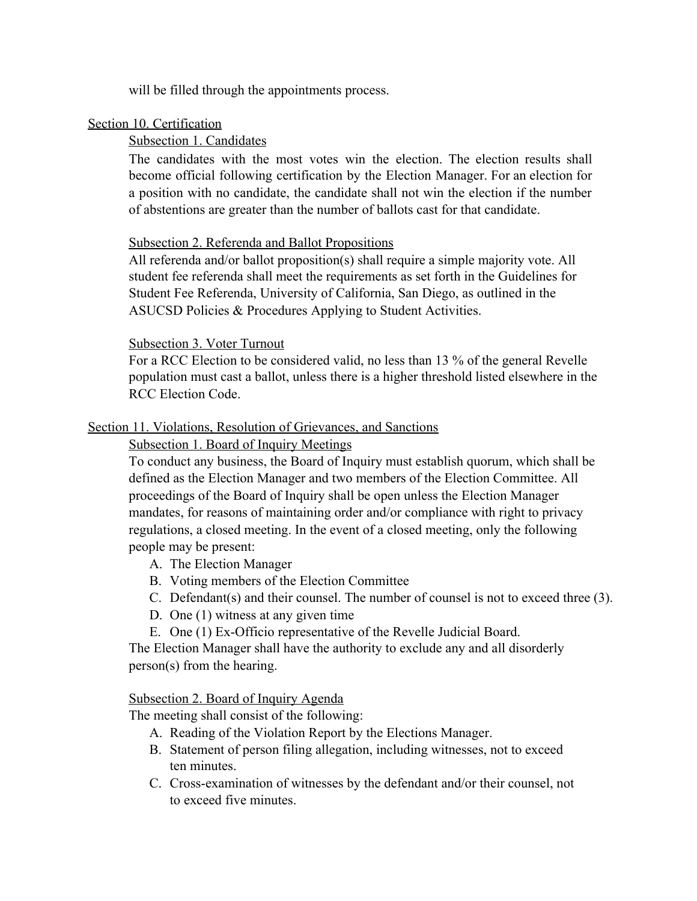will be filled through the appointments process.

## Section 10. Certification

### Subsection 1. Candidates

The candidates with the most votes win the election. The election results shall become official following certification by the Election Manager. For an election for a position with no candidate, the candidate shall not win the election if the number of abstentions are greater than the number of ballots cast for that candidate.

### Subsection 2. Referenda and Ballot Propositions

All referenda and/or ballot proposition(s) shall require a simple majority vote. All student fee referenda shall meet the requirements as set forth in the Guidelines for Student Fee Referenda, University of California, San Diego, as outlined in the ASUCSD Policies & Procedures Applying to Student Activities.

### Subsection 3. Voter Turnout

For a RCC Election to be considered valid, no less than 13 % of the general Revelle population must cast a ballot, unless there is a higher threshold listed elsewhere in the RCC Election Code.

## Section 11. Violations, Resolution of Grievances, and Sanctions

### Subsection 1. Board of Inquiry Meetings

To conduct any business, the Board of Inquiry must establish quorum, which shall be defined as the Election Manager and two members of the Election Committee. All proceedings of the Board of Inquiry shall be open unless the Election Manager mandates, for reasons of maintaining order and/or compliance with right to privacy regulations, a closed meeting. In the event of a closed meeting, only the following people may be present:

A. The Election Manager
B. Voting members of the Election Committee
C. Defendant(s) and their counsel. The number of counsel is not to exceed three (3).
D. One (1) witness at any given time
E. One (1) Ex-Officio representative of the Revelle Judicial Board.

The Election Manager shall have the authority to exclude any and all disorderly person(s) from the hearing.

### Subsection 2. Board of Inquiry Agenda

The meeting shall consist of the following:

A. Reading of the Violation Report by the Elections Manager.
B. Statement of person filing allegation, including witnesses, not to exceed ten minutes.
C. Cross-examination of witnesses by the defendant and/or their counsel, not to exceed five minutes.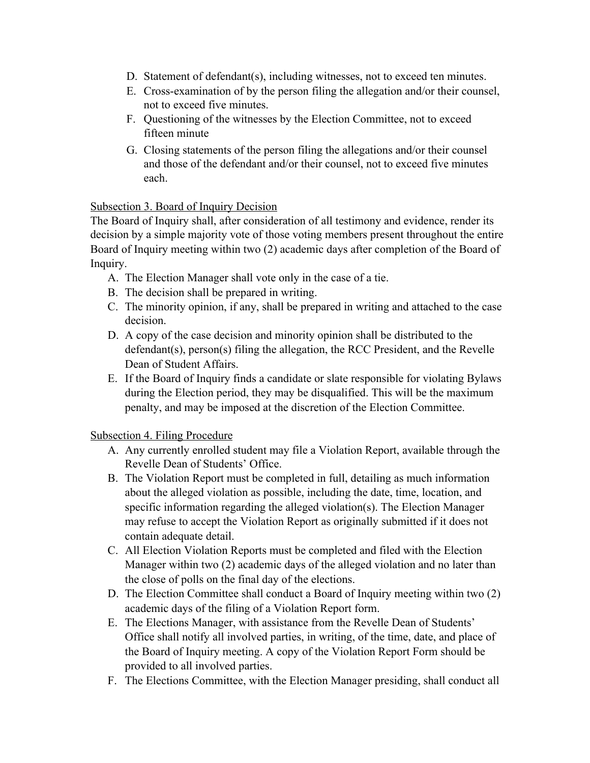D. Statement of defendant(s), including witnesses, not to exceed ten minutes.
E. Cross-examination of by the person filing the allegation and/or their counsel, not to exceed five minutes.
F. Questioning of the witnesses by the Election Committee, not to exceed fifteen minute
G. Closing statements of the person filing the allegations and/or their counsel and those of the defendant and/or their counsel, not to exceed five minutes each.

Subsection 3. Board of Inquiry Decision

The Board of Inquiry shall, after consideration of all testimony and evidence, render its decision by a simple majority vote of those voting members present throughout the entire Board of Inquiry meeting within two (2) academic days after completion of the Board of Inquiry.

A. The Election Manager shall vote only in the case of a tie.
B. The decision shall be prepared in writing.
C. The minority opinion, if any, shall be prepared in writing and attached to the case decision.
D. A copy of the case decision and minority opinion shall be distributed to the defendant(s), person(s) filing the allegation, the RCC President, and the Revelle Dean of Student Affairs.
E. If the Board of Inquiry finds a candidate or slate responsible for violating Bylaws during the Election period, they may be disqualified. This will be the maximum penalty, and may be imposed at the discretion of the Election Committee.

Subsection 4. Filing Procedure

A. Any currently enrolled student may file a Violation Report, available through the Revelle Dean of Students' Office.
B. The Violation Report must be completed in full, detailing as much information about the alleged violation as possible, including the date, time, location, and specific information regarding the alleged violation(s). The Election Manager may refuse to accept the Violation Report as originally submitted if it does not contain adequate detail.
C. All Election Violation Reports must be completed and filed with the Election Manager within two (2) academic days of the alleged violation and no later than the close of polls on the final day of the elections.
D. The Election Committee shall conduct a Board of Inquiry meeting within two (2) academic days of the filing of a Violation Report form.
E. The Elections Manager, with assistance from the Revelle Dean of Students' Office shall notify all involved parties, in writing, of the time, date, and place of the Board of Inquiry meeting. A copy of the Violation Report Form should be provided to all involved parties.
F. The Elections Committee, with the Election Manager presiding, shall conduct all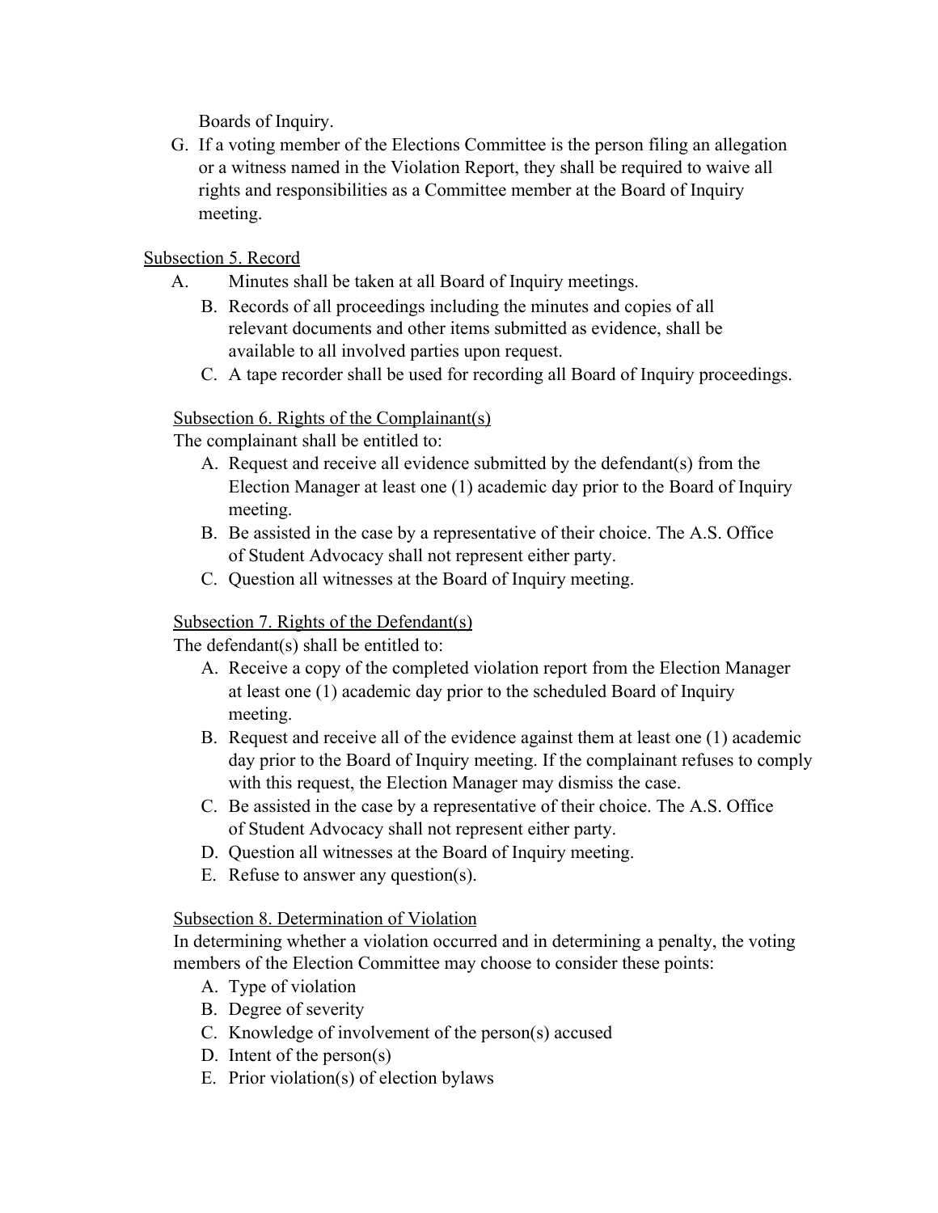Boards of Inquiry.

G. If a voting member of the Elections Committee is the person filing an allegation or a witness named in the Violation Report, they shall be required to waive all rights and responsibilities as a Committee member at the Board of Inquiry meeting.

Subsection 5. Record

A. Minutes shall be taken at all Board of Inquiry meetings.
B. Records of all proceedings including the minutes and copies of all relevant documents and other items submitted as evidence, shall be available to all involved parties upon request.
C. A tape recorder shall be used for recording all Board of Inquiry proceedings.

Subsection 6. Rights of the Complainant(s)

The complainant shall be entitled to:

A. Request and receive all evidence submitted by the defendant(s) from the Election Manager at least one (1) academic day prior to the Board of Inquiry meeting.
B. Be assisted in the case by a representative of their choice. The A.S. Office of Student Advocacy shall not represent either party.
C. Question all witnesses at the Board of Inquiry meeting.

Subsection 7. Rights of the Defendant(s)

The defendant(s) shall be entitled to:

A. Receive a copy of the completed violation report from the Election Manager at least one (1) academic day prior to the scheduled Board of Inquiry meeting.
B. Request and receive all of the evidence against them at least one (1) academic day prior to the Board of Inquiry meeting. If the complainant refuses to comply with this request, the Election Manager may dismiss the case.
C. Be assisted in the case by a representative of their choice. The A.S. Office of Student Advocacy shall not represent either party.
D. Question all witnesses at the Board of Inquiry meeting.
E. Refuse to answer any question(s).

Subsection 8. Determination of Violation

In determining whether a violation occurred and in determining a penalty, the voting members of the Election Committee may choose to consider these points:

A. Type of violation
B. Degree of severity
C. Knowledge of involvement of the person(s) accused
D. Intent of the person(s)
E. Prior violation(s) of election bylaws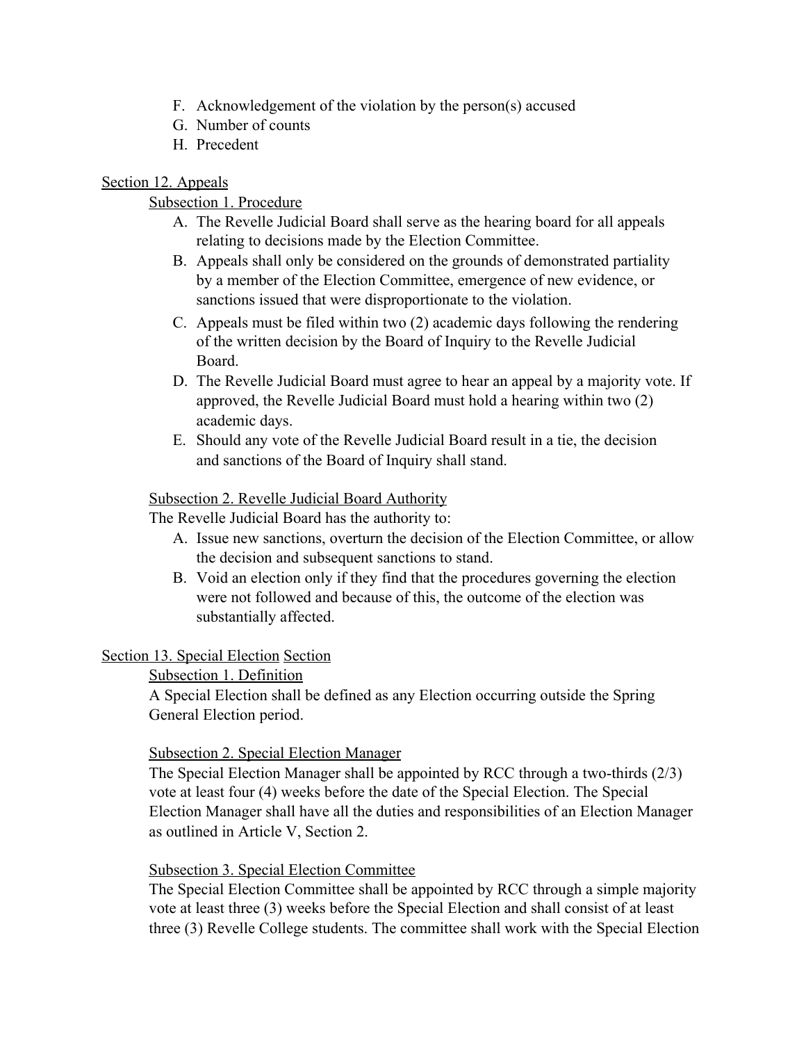F. Acknowledgement of the violation by the person(s) accused
G. Number of counts
H. Precedent

Section 12. Appeals

Subsection 1. Procedure

A. The Revelle Judicial Board shall serve as the hearing board for all appeals relating to decisions made by the Election Committee.
B. Appeals shall only be considered on the grounds of demonstrated partiality by a member of the Election Committee, emergence of new evidence, or sanctions issued that were disproportionate to the violation.
C. Appeals must be filed within two (2) academic days following the rendering of the written decision by the Board of Inquiry to the Revelle Judicial Board.
D. The Revelle Judicial Board must agree to hear an appeal by a majority vote. If approved, the Revelle Judicial Board must hold a hearing within two (2) academic days.
E. Should any vote of the Revelle Judicial Board result in a tie, the decision and sanctions of the Board of Inquiry shall stand.

Subsection 2. Revelle Judicial Board Authority

The Revelle Judicial Board has the authority to:

A. Issue new sanctions, overturn the decision of the Election Committee, or allow the decision and subsequent sanctions to stand.
B. Void an election only if they find that the procedures governing the election were not followed and because of this, the outcome of the election was substantially affected.

Section 13. Special Election Section

Subsection 1. Definition

A Special Election shall be defined as any Election occurring outside the Spring General Election period.

Subsection 2. Special Election Manager

The Special Election Manager shall be appointed by RCC through a two-thirds (2/3) vote at least four (4) weeks before the date of the Special Election. The Special Election Manager shall have all the duties and responsibilities of an Election Manager as outlined in Article V, Section 2.

Subsection 3. Special Election Committee

The Special Election Committee shall be appointed by RCC through a simple majority vote at least three (3) weeks before the Special Election and shall consist of at least three (3) Revelle College students. The committee shall work with the Special Election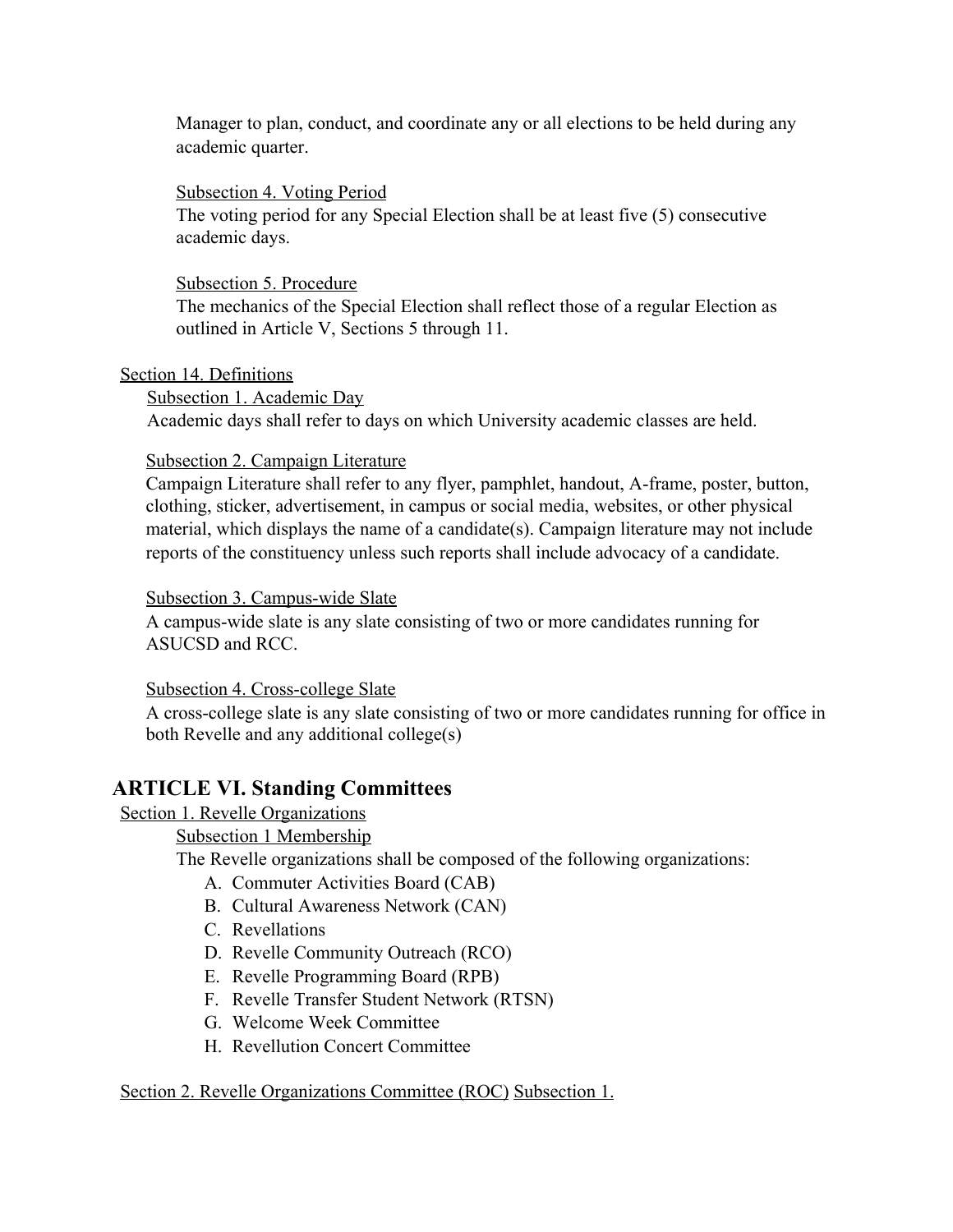Manager to plan, conduct, and coordinate any or all elections to be held during any academic quarter.

Subsection 4. Voting Period

The voting period for any Special Election shall be at least five (5) consecutive academic days.

Subsection 5. Procedure

The mechanics of the Special Election shall reflect those of a regular Election as outlined in Article V, Sections 5 through 11.

Section 14. Definitions

Subsection 1. Academic Day

Academic days shall refer to days on which University academic classes are held.

Subsection 2. Campaign Literature

Campaign Literature shall refer to any flyer, pamphlet, handout, A-frame, poster, button, clothing, sticker, advertisement, in campus or social media, websites, or other physical material, which displays the name of a candidate(s). Campaign literature may not include reports of the constituency unless such reports shall include advocacy of a candidate.

Subsection 3. Campus-wide Slate

A campus-wide slate is any slate consisting of two or more candidates running for ASUCSD and RCC.

Subsection 4. Cross-college Slate

A cross-college slate is any slate consisting of two or more candidates running for office in both Revelle and any additional college(s)

## ARTICLE VI. Standing Committees

Section 1. Revelle Organizations

Subsection 1 Membership

The Revelle organizations shall be composed of the following organizations:

A. Commuter Activities Board (CAB)
B. Cultural Awareness Network (CAN)
C. Revellations
D. Revelle Community Outreach (RCO)
E. Revelle Programming Board (RPB)
F. Revelle Transfer Student Network (RTSN)
G. Welcome Week Committee
H. Revellution Concert Committee

Section 2. Revelle Organizations Committee (ROC) Subsection 1.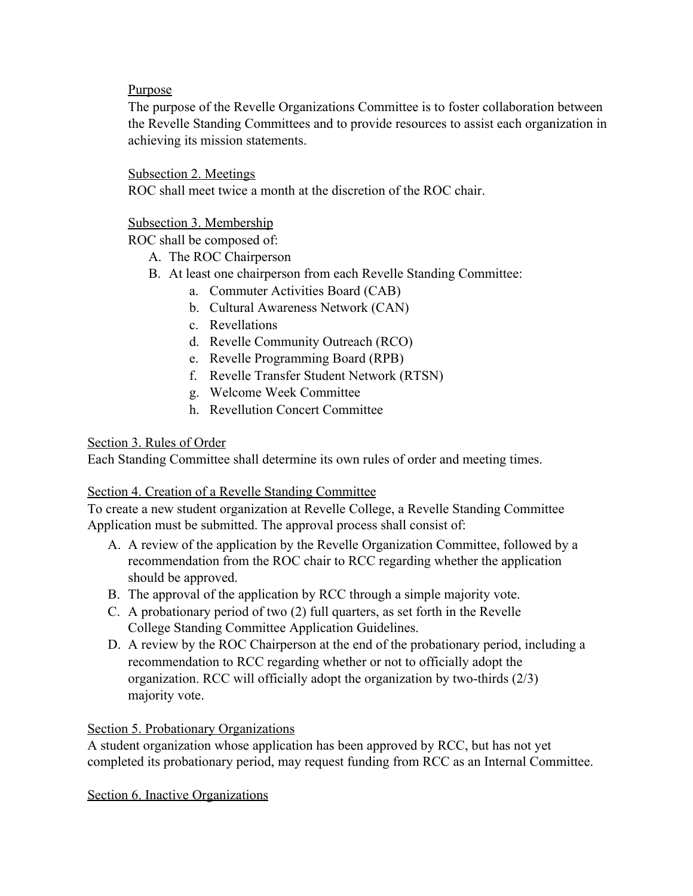Purpose

The purpose of the Revelle Organizations Committee is to foster collaboration between the Revelle Standing Committees and to provide resources to assist each organization in achieving its mission statements.

Subsection 2. Meetings

ROC shall meet twice a month at the discretion of the ROC chair.

Subsection 3. Membership

ROC shall be composed of:

A. The ROC Chairperson
B. At least one chairperson from each Revelle Standing Committee:
    a. Commuter Activities Board (CAB)
    b. Cultural Awareness Network (CAN)
    c. Revellations
    d. Revelle Community Outreach (RCO)
    e. Revelle Programming Board (RPB)
    f. Revelle Transfer Student Network (RTSN)
    g. Welcome Week Committee
    h. Revellution Concert Committee

Section 3. Rules of Order

Each Standing Committee shall determine its own rules of order and meeting times.

Section 4. Creation of a Revelle Standing Committee

To create a new student organization at Revelle College, a Revelle Standing Committee Application must be submitted. The approval process shall consist of:

A. A review of the application by the Revelle Organization Committee, followed by a recommendation from the ROC chair to RCC regarding whether the application should be approved.
B. The approval of the application by RCC through a simple majority vote.
C. A probationary period of two (2) full quarters, as set forth in the Revelle College Standing Committee Application Guidelines.
D. A review by the ROC Chairperson at the end of the probationary period, including a recommendation to RCC regarding whether or not to officially adopt the organization. RCC will officially adopt the organization by two-thirds (2/3) majority vote.

Section 5. Probationary Organizations

A student organization whose application has been approved by RCC, but has not yet completed its probationary period, may request funding from RCC as an Internal Committee.

Section 6. Inactive Organizations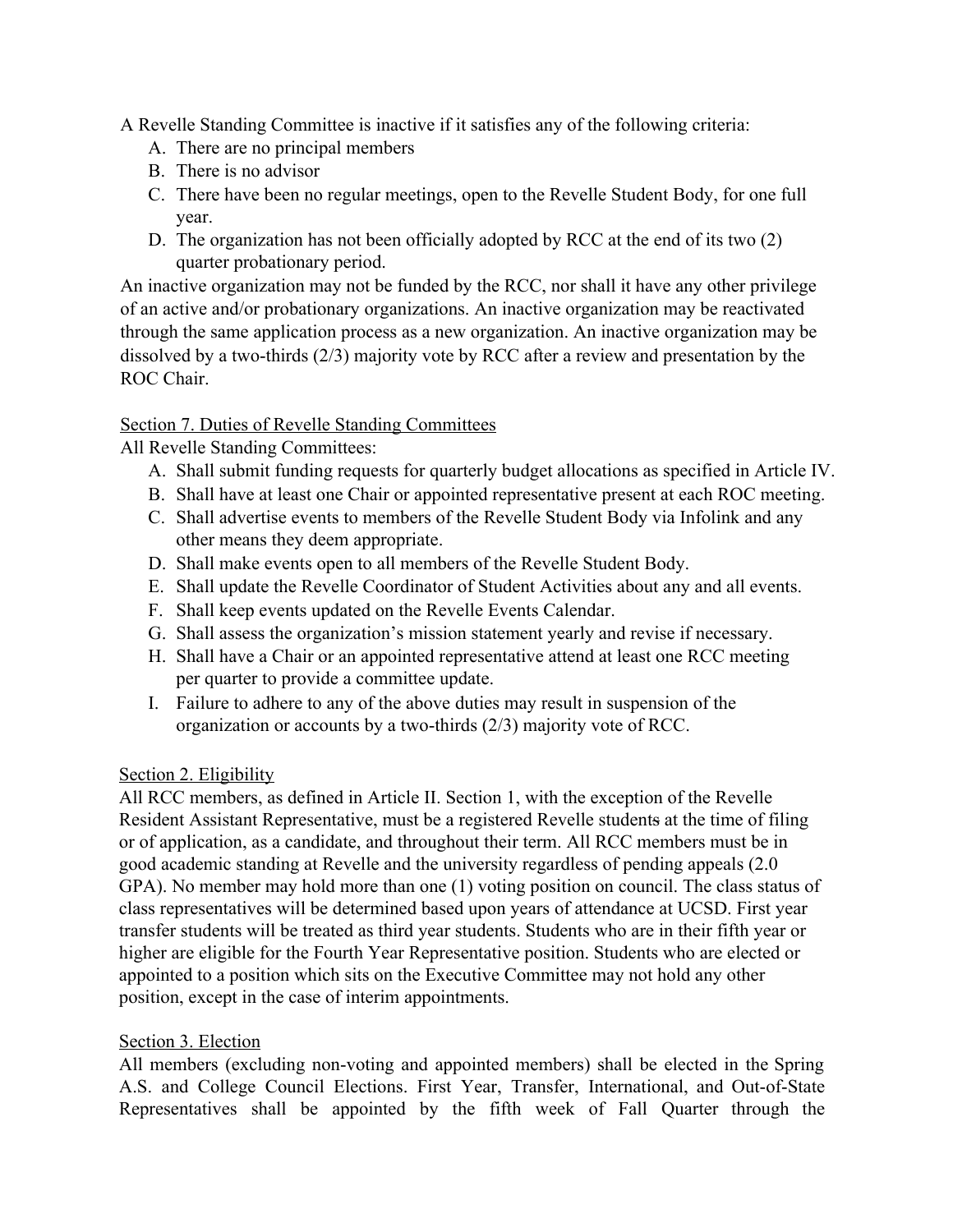A Revelle Standing Committee is inactive if it satisfies any of the following criteria:

A. There are no principal members
B. There is no advisor
C. There have been no regular meetings, open to the Revelle Student Body, for one full year.
D. The organization has not been officially adopted by RCC at the end of its two (2) quarter probationary period.

An inactive organization may not be funded by the RCC, nor shall it have any other privilege of an active and/or probationary organizations. An inactive organization may be reactivated through the same application process as a new organization. An inactive organization may be dissolved by a two-thirds (2/3) majority vote by RCC after a review and presentation by the ROC Chair.

<u>Section 7. Duties of Revelle Standing Committees</u>

All Revelle Standing Committees:

A. Shall submit funding requests for quarterly budget allocations as specified in Article IV.
B. Shall have at least one Chair or appointed representative present at each ROC meeting.
C. Shall advertise events to members of the Revelle Student Body via Infolink and any other means they deem appropriate.
D. Shall make events open to all members of the Revelle Student Body.
E. Shall update the Revelle Coordinator of Student Activities about any and all events.
F. Shall keep events updated on the Revelle Events Calendar.
G. Shall assess the organization's mission statement yearly and revise if necessary.
H. Shall have a Chair or an appointed representative attend at least one RCC meeting per quarter to provide a committee update.
I. Failure to adhere to any of the above duties may result in suspension of the organization or accounts by a two-thirds (2/3) majority vote of RCC.

<u>Section 2. Eligibility</u>

All RCC members, as defined in Article II. Section 1, with the exception of the Revelle Resident Assistant Representative, must be a registered Revelle students at the time of filing or of application, as a candidate, and throughout their term. All RCC members must be in good academic standing at Revelle and the university regardless of pending appeals (2.0 GPA). No member may hold more than one (1) voting position on council. The class status of class representatives will be determined based upon years of attendance at UCSD. First year transfer students will be treated as third year students. Students who are in their fifth year or higher are eligible for the Fourth Year Representative position. Students who are elected or appointed to a position which sits on the Executive Committee may not hold any other position, except in the case of interim appointments.

<u>Section 3. Election</u>

All members (excluding non-voting and appointed members) shall be elected in the Spring A.S. and College Council Elections. First Year, Transfer, International, and Out-of-State Representatives shall be appointed by the fifth week of Fall Quarter through the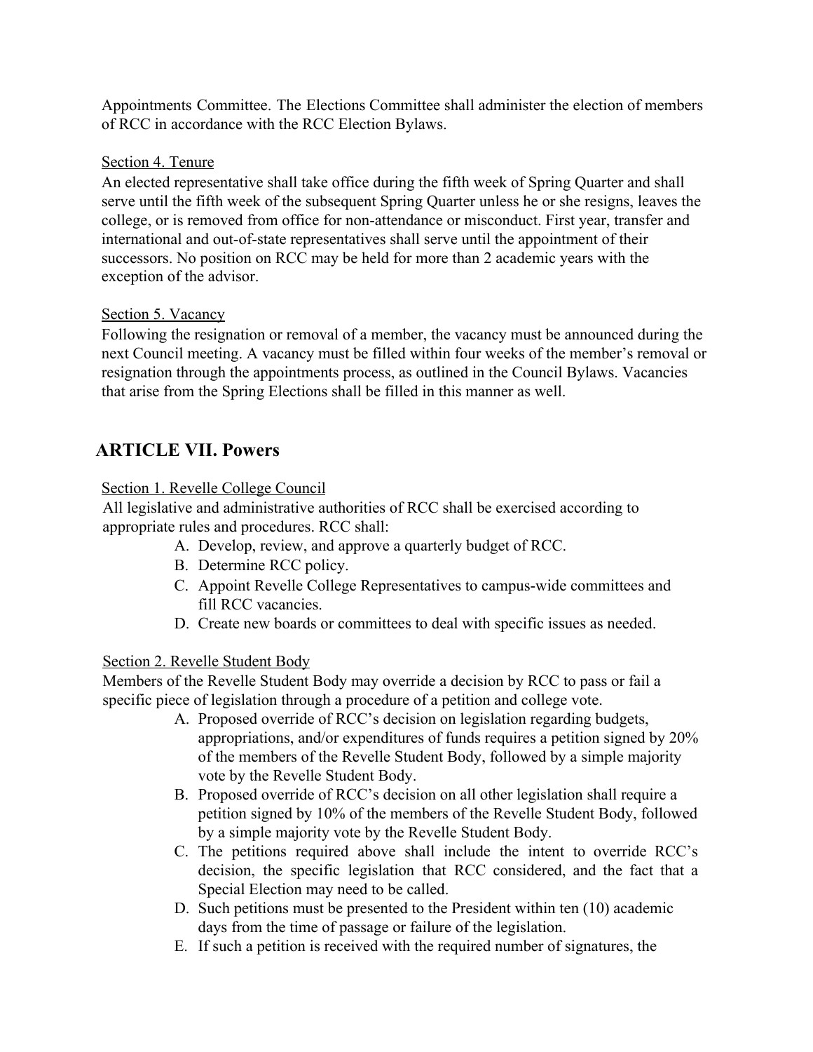Appointments Committee. The Elections Committee shall administer the election of members of RCC in accordance with the RCC Election Bylaws.

Section 4. Tenure

An elected representative shall take office during the fifth week of Spring Quarter and shall serve until the fifth week of the subsequent Spring Quarter unless he or she resigns, leaves the college, or is removed from office for non-attendance or misconduct. First year, transfer and international and out-of-state representatives shall serve until the appointment of their successors. No position on RCC may be held for more than 2 academic years with the exception of the advisor.

Section 5. Vacancy

Following the resignation or removal of a member, the vacancy must be announced during the next Council meeting. A vacancy must be filled within four weeks of the member's removal or resignation through the appointments process, as outlined in the Council Bylaws. Vacancies that arise from the Spring Elections shall be filled in this manner as well.

## ARTICLE VII. Powers

Section 1. Revelle College Council

All legislative and administrative authorities of RCC shall be exercised according to appropriate rules and procedures. RCC shall:

A. Develop, review, and approve a quarterly budget of RCC.
B. Determine RCC policy.
C. Appoint Revelle College Representatives to campus-wide committees and fill RCC vacancies.
D. Create new boards or committees to deal with specific issues as needed.

Section 2. Revelle Student Body

Members of the Revelle Student Body may override a decision by RCC to pass or fail a specific piece of legislation through a procedure of a petition and college vote.

A. Proposed override of RCC's decision on legislation regarding budgets, appropriations, and/or expenditures of funds requires a petition signed by 20% of the members of the Revelle Student Body, followed by a simple majority vote by the Revelle Student Body.
B. Proposed override of RCC's decision on all other legislation shall require a petition signed by 10% of the members of the Revelle Student Body, followed by a simple majority vote by the Revelle Student Body.
C. The petitions required above shall include the intent to override RCC's decision, the specific legislation that RCC considered, and the fact that a Special Election may need to be called.
D. Such petitions must be presented to the President within ten (10) academic days from the time of passage or failure of the legislation.
E. If such a petition is received with the required number of signatures, the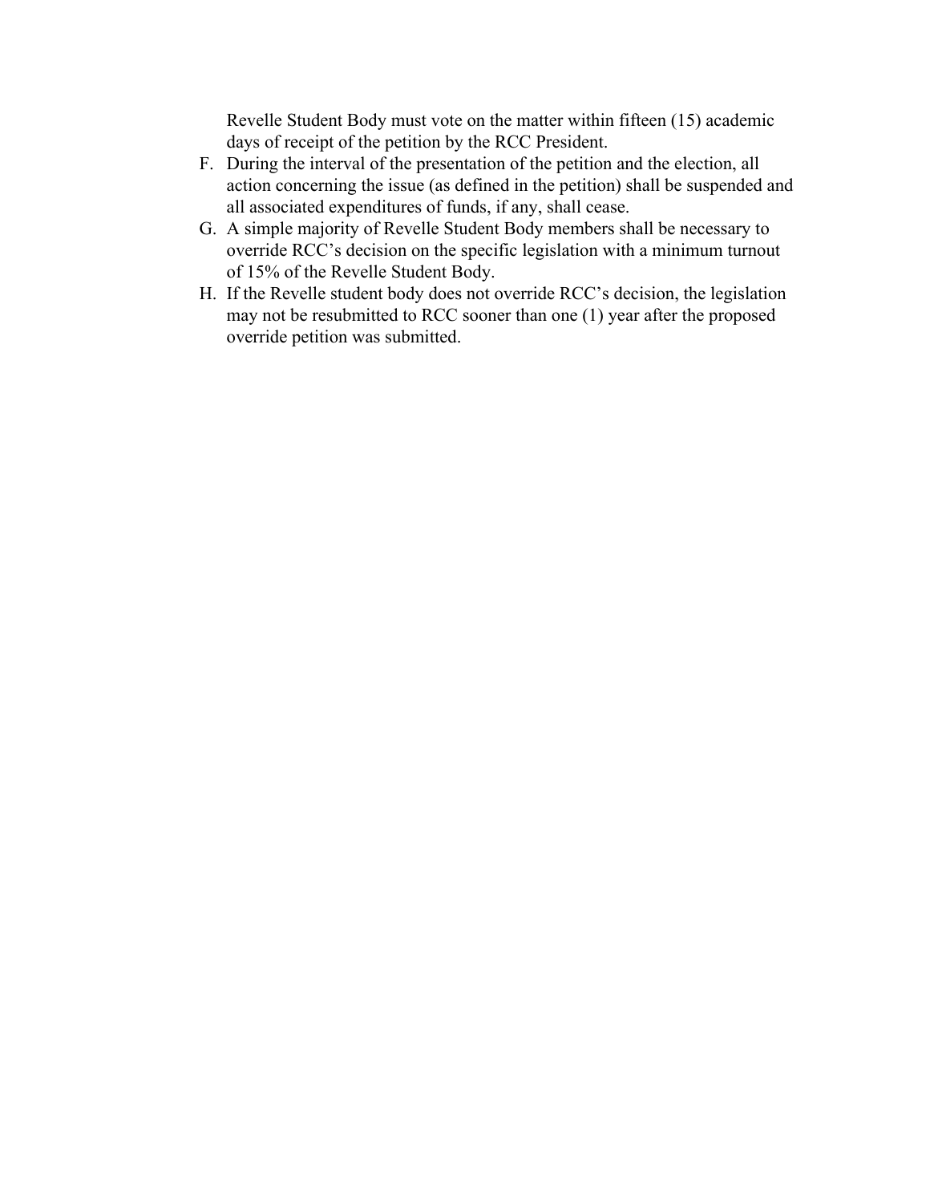Revelle Student Body must vote on the matter within fifteen (15) academic days of receipt of the petition by the RCC President.

F. During the interval of the presentation of the petition and the election, all action concerning the issue (as defined in the petition) shall be suspended and all associated expenditures of funds, if any, shall cease.
G. A simple majority of Revelle Student Body members shall be necessary to override RCC's decision on the specific legislation with a minimum turnout of 15% of the Revelle Student Body.
H. If the Revelle student body does not override RCC's decision, the legislation may not be resubmitted to RCC sooner than one (1) year after the proposed override petition was submitted.